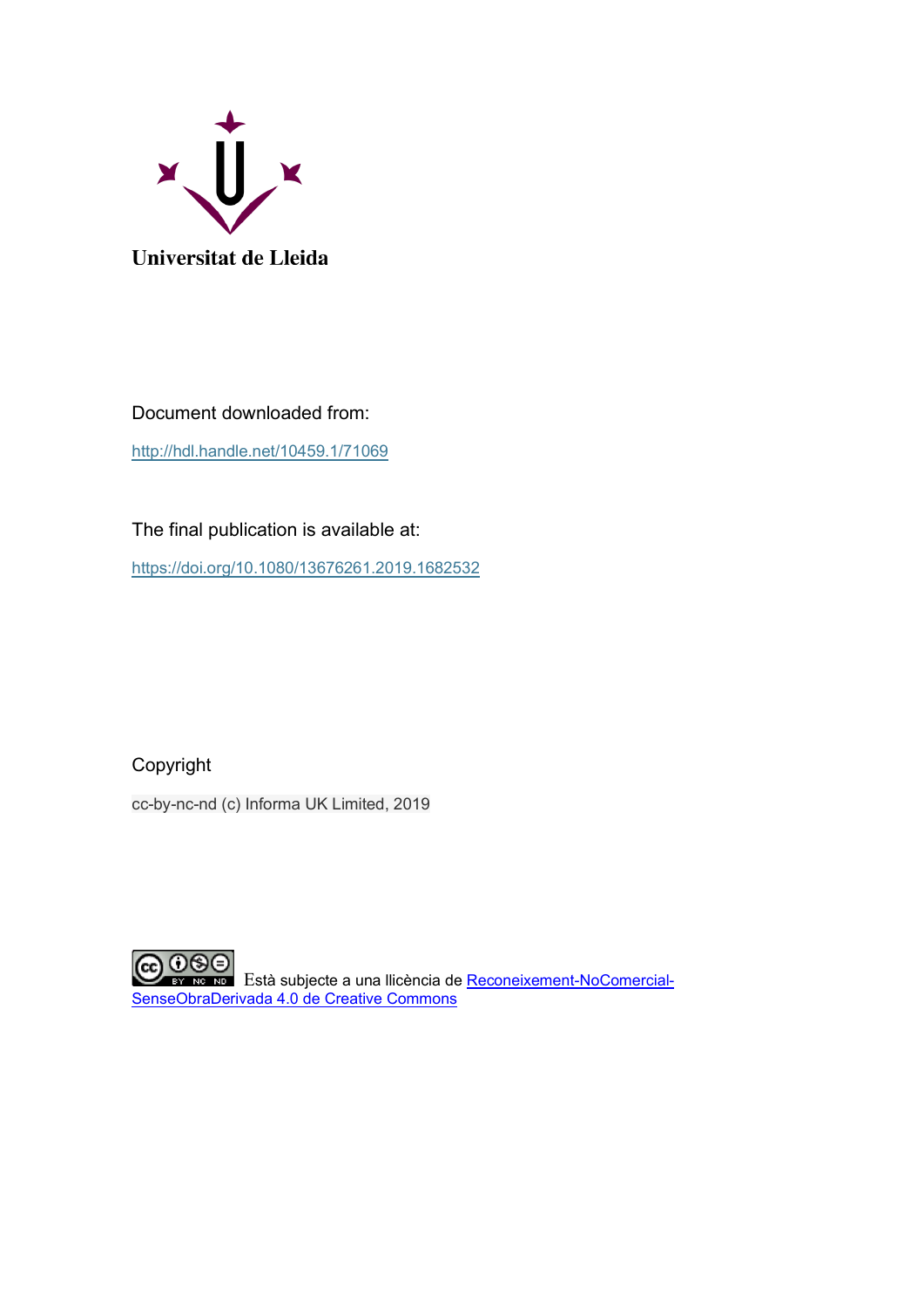Universitat de Lleida

Document downloaded from:

http://hdl.handle.net/10459.1/71069

The final publication is available at:

https://doi.org/10.1080/13676261.2019.1682532

Copyright

cc-by-nc-nd (c) Informa UK Limited, 2019

Està subjecte a una llicència de [Reconeixement-NoComercial-SenseObraDerivada 4.0 de Creative Commons]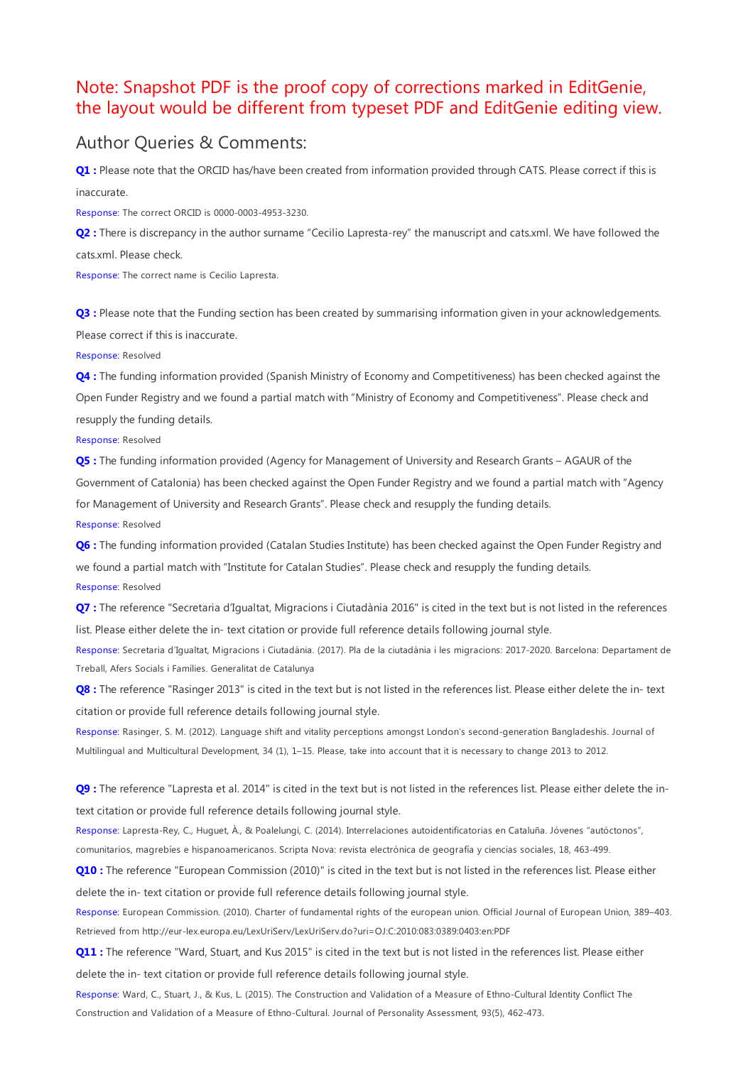Note: Snapshot PDF is the proof copy of corrections marked in EditGenie, the layout would be different from typeset PDF and EditGenie editing view.

## Author Queries & Comments:

**Q1 :** Please note that the ORCID has/have been created from information provided through CATS. Please correct if this is inaccurate.

Response: The correct ORCID is 0000-0003-4953-3230.

**Q2 :** There is discrepancy in the author surname "Cecilio Lapresta-rey" the manuscript and cats.xml. We have followed the cats.xml. Please check.

Response: The correct name is Cecilio Lapresta.

**Q3 :** Please note that the Funding section has been created by summarising information given in your acknowledgements. Please correct if this is inaccurate.

Response: Resolved

**Q4 :** The funding information provided (Spanish Ministry of Economy and Competitiveness) has been checked against the Open Funder Registry and we found a partial match with "Ministry of Economy and Competitiveness". Please check and resupply the funding details.

Response: Resolved

**Q5 :** The funding information provided (Agency for Management of University and Research Grants – AGAUR of the Government of Catalonia) has been checked against the Open Funder Registry and we found a partial match with "Agency for Management of University and Research Grants". Please check and resupply the funding details.

Response: Resolved

**Q6 :** The funding information provided (Catalan Studies Institute) has been checked against the Open Funder Registry and we found a partial match with "Institute for Catalan Studies". Please check and resupply the funding details.

Response: Resolved

**Q7 :** The reference "Secretaria d'Igualtat, Migracions i Ciutadània 2016" is cited in the text but is not listed in the references list. Please either delete the in- text citation or provide full reference details following journal style.

Response: Secretaria d'Igualtat, Migracions i Ciutadània. (2017). Pla de la ciutadània i les migracions: 2017-2020. Barcelona: Departament de Treball, Afers Socials i Famílies. Generalitat de Catalunya

**Q8 :** The reference "Rasinger 2013" is cited in the text but is not listed in the references list. Please either delete the in- text citation or provide full reference details following journal style.

Response: Rasinger, S. M. (2012). Language shift and vitality perceptions amongst London's second-generation Bangladeshis. Journal of Multilingual and Multicultural Development, 34 (1), 1–15. Please, take into account that it is necessary to change 2013 to 2012.

**Q9 :** The reference "Lapresta et al. 2014" is cited in the text but is not listed in the references list. Please either delete the in- text citation or provide full reference details following journal style.

Response: Lapresta-Rey, C., Huguet, À., & Poalelungi, C. (2014). Interrelaciones autoidentificatorias en Cataluña. Jóvenes "autóctonos", comunitarios, magrebíes e hispanoamericanos. Scripta Nova: revista electrónica de geografía y ciencias sociales, 18, 463-499.

**Q10 :** The reference "European Commission (2010)" is cited in the text but is not listed in the references list. Please either delete the in- text citation or provide full reference details following journal style.

Response: European Commission. (2010). Charter of fundamental rights of the european union. Official Journal of European Union, 389–403. Retrieved from http://eur-lex.europa.eu/LexUriServ/LexUriServ.do?uri=OJ:C:2010:083:0389:0403:en:PDF

**Q11 :** The reference "Ward, Stuart, and Kus 2015" is cited in the text but is not listed in the references list. Please either delete the in- text citation or provide full reference details following journal style.

Response: Ward, C., Stuart, J., & Kus, L. (2015). The Construction and Validation of a Measure of Ethno-Cultural Identity Conflict The Construction and Validation of a Measure of Ethno-Cultural. Journal of Personality Assessment, 93(5), 462-473.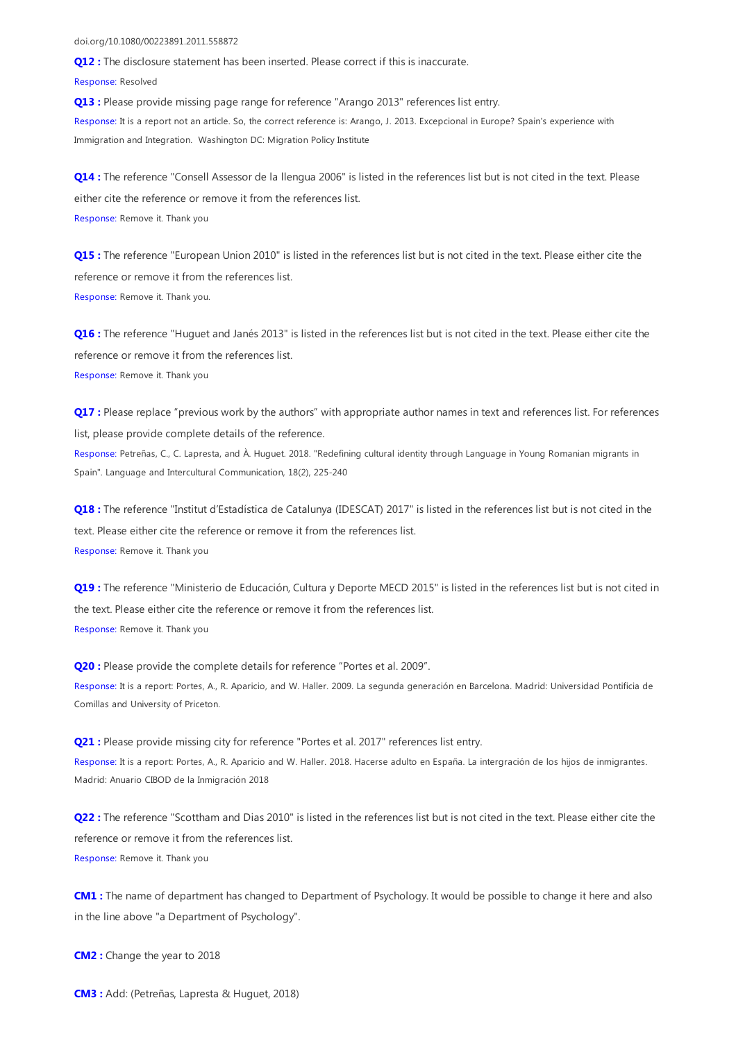doi.org/10.1080/00223891.2011.558872

**Q12 :** The disclosure statement has been inserted. Please correct if this is inaccurate.

Response: Resolved

**Q13 :** Please provide missing page range for reference "Arango 2013" references list entry.

Response: It is a report not an article. So, the correct reference is: Arango, J. 2013. Excepcional in Europe? Spain's experience with Immigration and Integration. Washington DC: Migration Policy Institute

**Q14 :** The reference "Consell Assessor de la llengua 2006" is listed in the references list but is not cited in the text. Please either cite the reference or remove it from the references list.

Response: Remove it. Thank you

**Q15 :** The reference "European Union 2010" is listed in the references list but is not cited in the text. Please either cite the reference or remove it from the references list.

Response: Remove it. Thank you.

**Q16 :** The reference "Huguet and Janés 2013" is listed in the references list but is not cited in the text. Please either cite the reference or remove it from the references list.

Response: Remove it. Thank you

**Q17 :** Please replace "previous work by the authors" with appropriate author names in text and references list. For references list, please provide complete details of the reference.

Response: Petreñas, C., C. Lapresta, and À. Huguet. 2018. "Redefining cultural identity through Language in Young Romanian migrants in Spain". Language and Intercultural Communication, 18(2), 225-240

**Q18 :** The reference "Institut d'Estadística de Catalunya (IDESCAT) 2017" is listed in the references list but is not cited in the text. Please either cite the reference or remove it from the references list.

Response: Remove it. Thank you

**Q19 :** The reference "Ministerio de Educación, Cultura y Deporte MECD 2015" is listed in the references list but is not cited in the text. Please either cite the reference or remove it from the references list.

Response: Remove it. Thank you

**Q20 :** Please provide the complete details for reference "Portes et al. 2009".

Response: It is a report: Portes, A., R. Aparicio, and W. Haller. 2009. La segunda generación en Barcelona. Madrid: Universidad Pontificia de Comillas and University of Priceton.

**Q21 :** Please provide missing city for reference "Portes et al. 2017" references list entry.

Response: It is a report: Portes, A., R. Aparicio and W. Haller. 2018. Hacerse adulto en España. La intergración de los hijos de inmigrantes. Madrid: Anuario CIBOD de la Inmigración 2018

**Q22 :** The reference "Scottham and Dias 2010" is listed in the references list but is not cited in the text. Please either cite the reference or remove it from the references list.

Response: Remove it. Thank you

**CM1 :** The name of department has changed to Department of Psychology. It would be possible to change it here and also in the line above "a Department of Psychology".

**CM2 :** Change the year to 2018

**CM3 :** Add: (Petreñas, Lapresta & Huguet, 2018)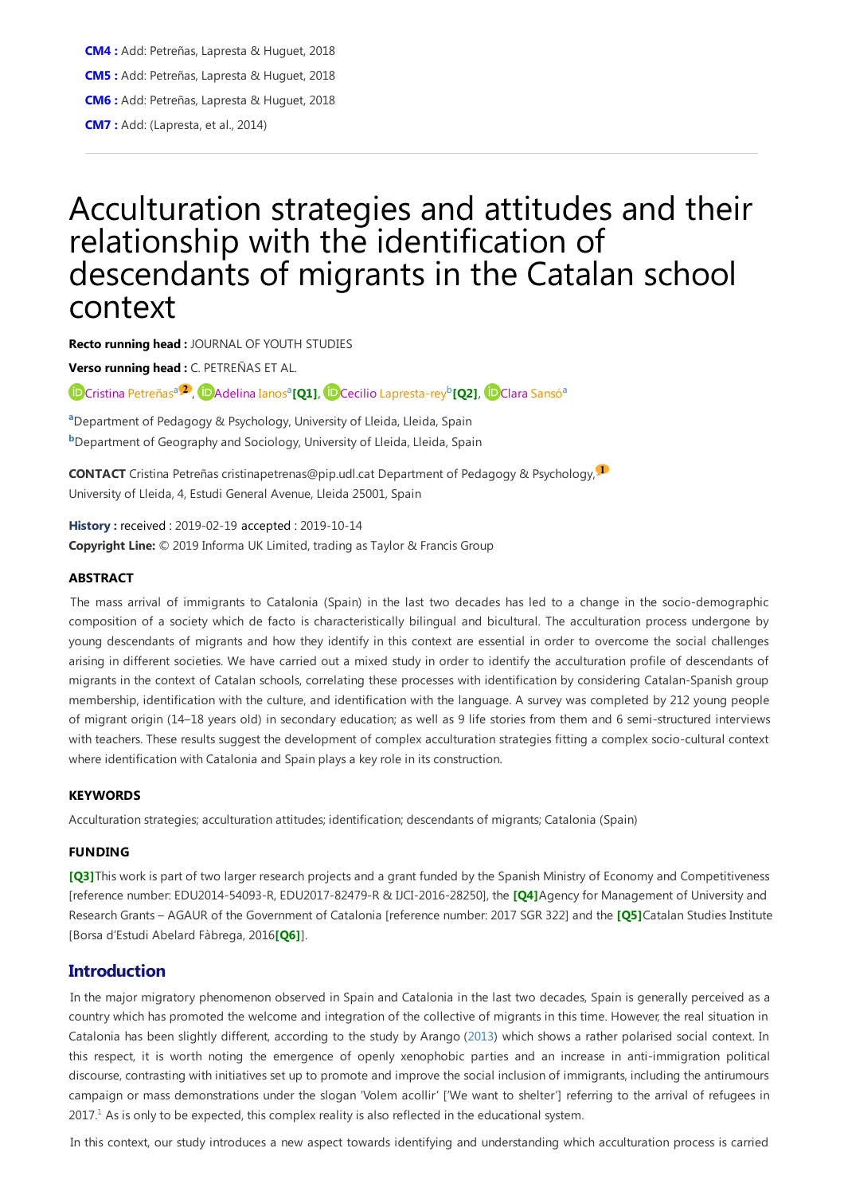**CM4 :** Add: Petreñas, Lapresta & Huguet, 2018

**CM5 :** Add: Petreñas, Lapresta & Huguet, 2018

**CM6 :** Add: Petreñas, Lapresta & Huguet, 2018

**CM7 :** Add: (Lapresta, et al., 2014)

---

# Acculturation strategies and attitudes and their relationship with the identification of descendants of migrants in the Catalan school context

**Recto running head :** JOURNAL OF YOUTH STUDIES

**Verso running head :** C. PETREÑAS ET AL.

Cristina Petreñas[a], Adelina Ianos[a][Q1], Cecilio Lapresta-rey[b][Q2], Clara Sansó[a]

[a]Department of Pedagogy & Psychology, University of Lleida, Lleida, Spain

[b]Department of Geography and Sociology, University of Lleida, Lleida, Spain

**CONTACT** Cristina Petreñas cristinapetrenas@pip.udl.cat Department of Pedagogy & Psychology, University of Lleida, 4, Estudi General Avenue, Lleida 25001, Spain

**History :** received : 2019-02-19 accepted : 2019-10-14

**Copyright Line:** © 2019 Informa UK Limited, trading as Taylor & Francis Group

### ABSTRACT

The mass arrival of immigrants to Catalonia (Spain) in the last two decades has led to a change in the socio-demographic composition of a society which de facto is characteristically bilingual and bicultural. The acculturation process undergone by young descendants of migrants and how they identify in this context are essential in order to overcome the social challenges arising in different societies. We have carried out a mixed study in order to identify the acculturation profile of descendants of migrants in the context of Catalan schools, correlating these processes with identification by considering Catalan-Spanish group membership, identification with the culture, and identification with the language. A survey was completed by 212 young people of migrant origin (14–18 years old) in secondary education; as well as 9 life stories from them and 6 semi-structured interviews with teachers. These results suggest the development of complex acculturation strategies fitting a complex socio-cultural context where identification with Catalonia and Spain plays a key role in its construction.

### KEYWORDS

Acculturation strategies; acculturation attitudes; identification; descendants of migrants; Catalonia (Spain)

### FUNDING

[Q3]This work is part of two larger research projects and a grant funded by the Spanish Ministry of Economy and Competitiveness [reference number: EDU2014-54093-R, EDU2017-82479-R & IJCI-2016-28250], the [Q4]Agency for Management of University and Research Grants – AGAUR of the Government of Catalonia [reference number: 2017 SGR 322] and the [Q5]Catalan Studies Institute [Borsa d'Estudi Abelard Fàbrega, 2016[Q6]].

## Introduction

In the major migratory phenomenon observed in Spain and Catalonia in the last two decades, Spain is generally perceived as a country which has promoted the welcome and integration of the collective of migrants in this time. However, the real situation in Catalonia has been slightly different, according to the study by Arango (2013) which shows a rather polarised social context. In this respect, it is worth noting the emergence of openly xenophobic parties and an increase in anti-immigration political discourse, contrasting with initiatives set up to promote and improve the social inclusion of immigrants, including the antirumours campaign or mass demonstrations under the slogan 'Volem acollir' ['We want to shelter'] referring to the arrival of refugees in 2017.[1] As is only to be expected, this complex reality is also reflected in the educational system.

In this context, our study introduces a new aspect towards identifying and understanding which acculturation process is carried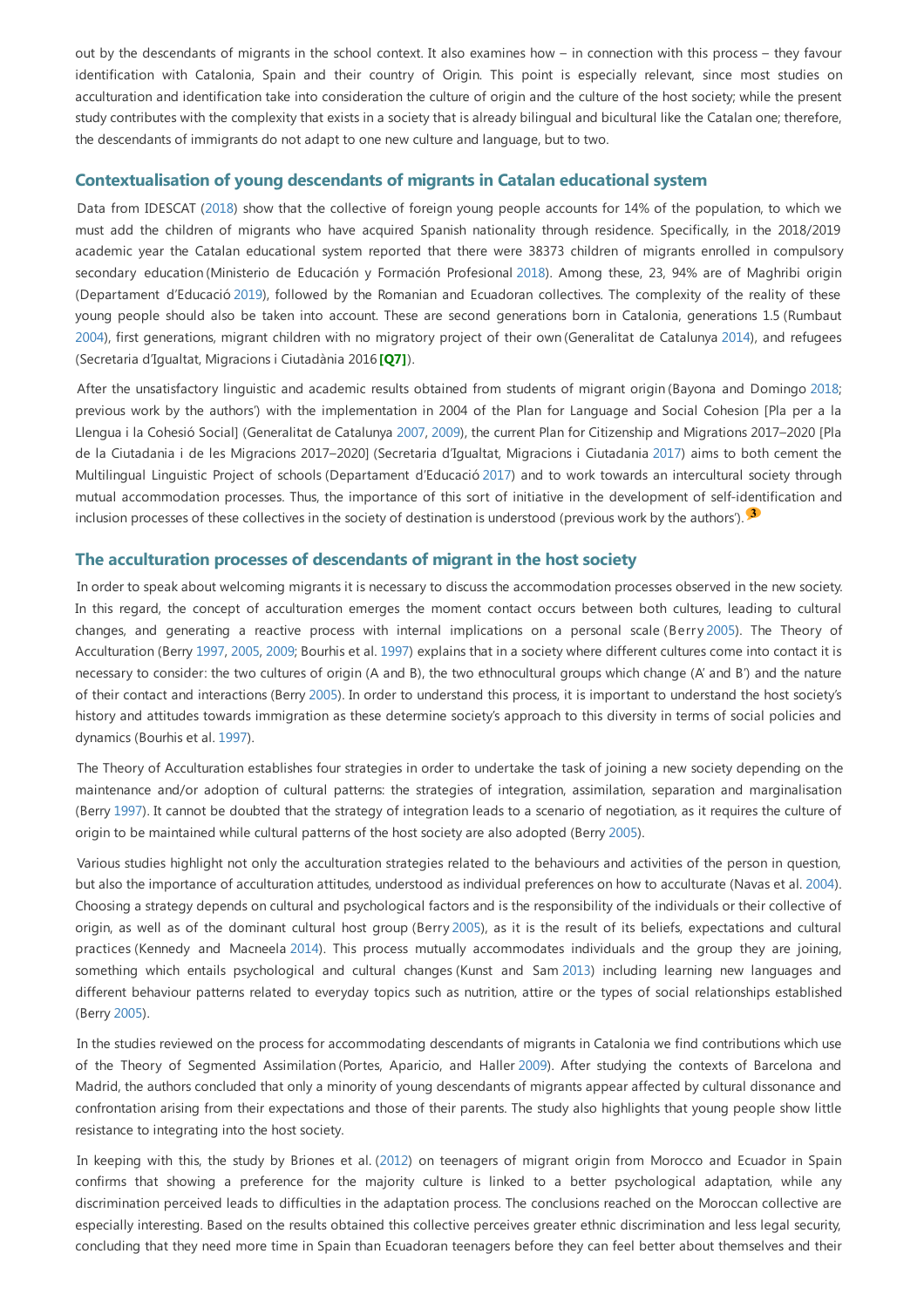out by the descendants of migrants in the school context. It also examines how – in connection with this process – they favour identification with Catalonia, Spain and their country of Origin. This point is especially relevant, since most studies on acculturation and identification take into consideration the culture of origin and the culture of the host society; while the present study contributes with the complexity that exists in a society that is already bilingual and bicultural like the Catalan one; therefore, the descendants of immigrants do not adapt to one new culture and language, but to two.

## Contextualisation of young descendants of migrants in Catalan educational system

Data from IDESCAT (2018) show that the collective of foreign young people accounts for 14% of the population, to which we must add the children of migrants who have acquired Spanish nationality through residence. Specifically, in the 2018/2019 academic year the Catalan educational system reported that there were 38373 children of migrants enrolled in compulsory secondary education (Ministerio de Educación y Formación Profesional 2018). Among these, 23, 94% are of Maghribi origin (Departament d'Educació 2019), followed by the Romanian and Ecuadoran collectives. The complexity of the reality of these young people should also be taken into account. These are second generations born in Catalonia, generations 1.5 (Rumbaut 2004), first generations, migrant children with no migratory project of their own (Generalitat de Catalunya 2014), and refugees (Secretaria d'Igualtat, Migracions i Ciutadània 2016 **[Q7]**).

After the unsatisfactory linguistic and academic results obtained from students of migrant origin (Bayona and Domingo 2018; previous work by the authors') with the implementation in 2004 of the Plan for Language and Social Cohesion [Pla per a la Llengua i la Cohesió Social] (Generalitat de Catalunya 2007, 2009), the current Plan for Citizenship and Migrations 2017–2020 [Pla de la Ciutadania i de les Migracions 2017–2020] (Secretaria d'Igualtat, Migracions i Ciutadania 2017) aims to both cement the Multilingual Linguistic Project of schools (Departament d'Educació 2017) and to work towards an intercultural society through mutual accommodation processes. Thus, the importance of this sort of initiative in the development of self-identification and inclusion processes of these collectives in the society of destination is understood (previous work by the authors'). [3]

## The acculturation processes of descendants of migrant in the host society

In order to speak about welcoming migrants it is necessary to discuss the accommodation processes observed in the new society. In this regard, the concept of acculturation emerges the moment contact occurs between both cultures, leading to cultural changes, and generating a reactive process with internal implications on a personal scale (Berry 2005). The Theory of Acculturation (Berry 1997, 2005, 2009; Bourhis et al. 1997) explains that in a society where different cultures come into contact it is necessary to consider: the two cultures of origin (A and B), the two ethnocultural groups which change (A' and B') and the nature of their contact and interactions (Berry 2005). In order to understand this process, it is important to understand the host society's history and attitudes towards immigration as these determine society's approach to this diversity in terms of social policies and dynamics (Bourhis et al. 1997).

The Theory of Acculturation establishes four strategies in order to undertake the task of joining a new society depending on the maintenance and/or adoption of cultural patterns: the strategies of integration, assimilation, separation and marginalisation (Berry 1997). It cannot be doubted that the strategy of integration leads to a scenario of negotiation, as it requires the culture of origin to be maintained while cultural patterns of the host society are also adopted (Berry 2005).

Various studies highlight not only the acculturation strategies related to the behaviours and activities of the person in question, but also the importance of acculturation attitudes, understood as individual preferences on how to acculturate (Navas et al. 2004). Choosing a strategy depends on cultural and psychological factors and is the responsibility of the individuals or their collective of origin, as well as of the dominant cultural host group (Berry 2005), as it is the result of its beliefs, expectations and cultural practices (Kennedy and Macneela 2014). This process mutually accommodates individuals and the group they are joining, something which entails psychological and cultural changes (Kunst and Sam 2013) including learning new languages and different behaviour patterns related to everyday topics such as nutrition, attire or the types of social relationships established (Berry 2005).

In the studies reviewed on the process for accommodating descendants of migrants in Catalonia we find contributions which use of the Theory of Segmented Assimilation (Portes, Aparicio, and Haller 2009). After studying the contexts of Barcelona and Madrid, the authors concluded that only a minority of young descendants of migrants appear affected by cultural dissonance and confrontation arising from their expectations and those of their parents. The study also highlights that young people show little resistance to integrating into the host society.

In keeping with this, the study by Briones et al. (2012) on teenagers of migrant origin from Morocco and Ecuador in Spain confirms that showing a preference for the majority culture is linked to a better psychological adaptation, while any discrimination perceived leads to difficulties in the adaptation process. The conclusions reached on the Moroccan collective are especially interesting. Based on the results obtained this collective perceives greater ethnic discrimination and less legal security, concluding that they need more time in Spain than Ecuadoran teenagers before they can feel better about themselves and their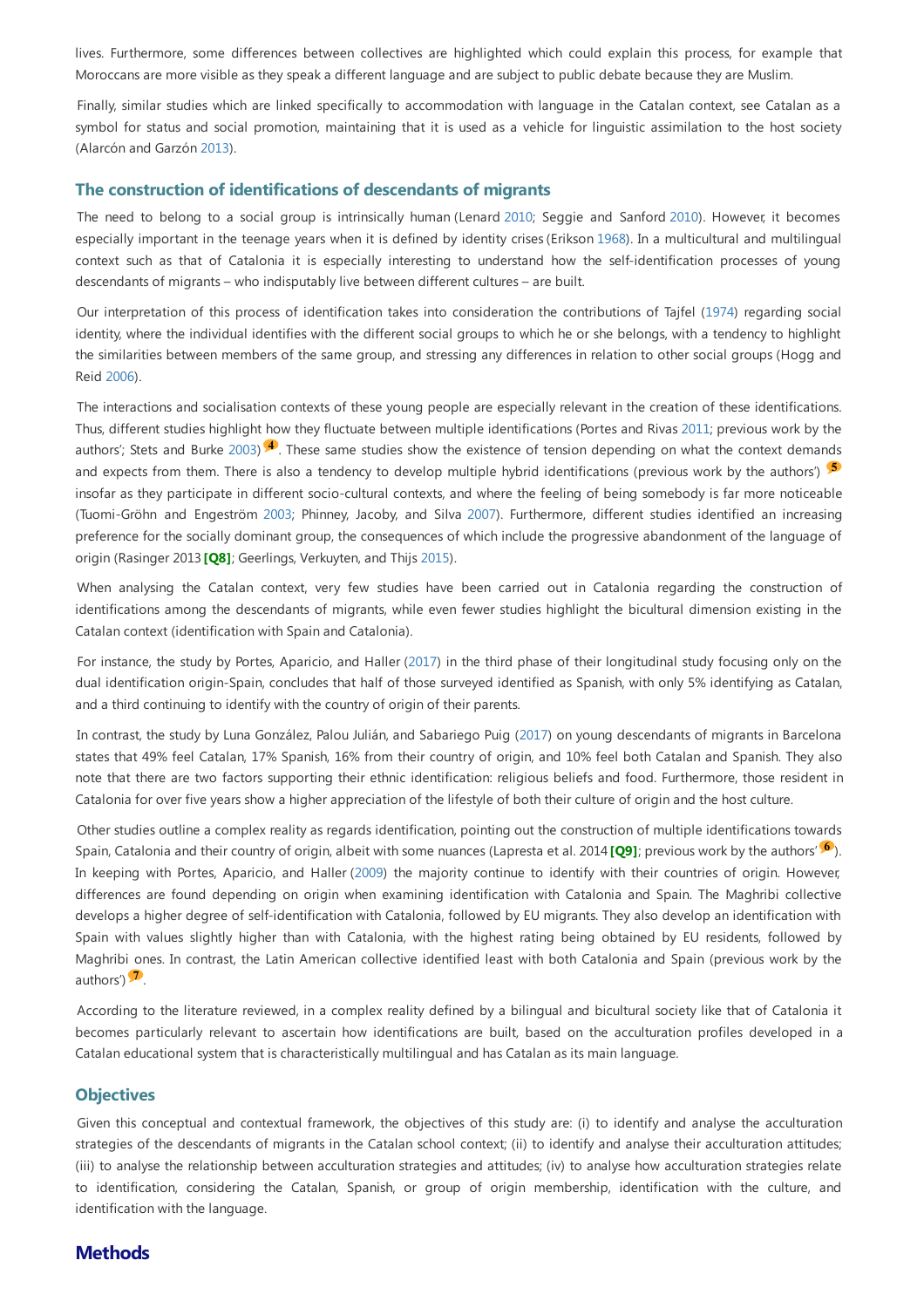lives. Furthermore, some differences between collectives are highlighted which could explain this process, for example that Moroccans are more visible as they speak a different language and are subject to public debate because they are Muslim.

Finally, similar studies which are linked specifically to accommodation with language in the Catalan context, see Catalan as a symbol for status and social promotion, maintaining that it is used as a vehicle for linguistic assimilation to the host society (Alarcón and Garzón 2013).

### The construction of identifications of descendants of migrants

The need to belong to a social group is intrinsically human (Lenard 2010; Seggie and Sanford 2010). However, it becomes especially important in the teenage years when it is defined by identity crises (Erikson 1968). In a multicultural and multilingual context such as that of Catalonia it is especially interesting to understand how the self-identification processes of young descendants of migrants – who indisputably live between different cultures – are built.

Our interpretation of this process of identification takes into consideration the contributions of Tajfel (1974) regarding social identity, where the individual identifies with the different social groups to which he or she belongs, with a tendency to highlight the similarities between members of the same group, and stressing any differences in relation to other social groups (Hogg and Reid 2006).

The interactions and socialisation contexts of these young people are especially relevant in the creation of these identifications. Thus, different studies highlight how they fluctuate between multiple identifications (Portes and Rivas 2011; previous work by the authors'; Stets and Burke 2003) [4]. These same studies show the existence of tension depending on what the context demands and expects from them. There is also a tendency to develop multiple hybrid identifications (previous work by the authors') [5] insofar as they participate in different socio-cultural contexts, and where the feeling of being somebody is far more noticeable (Tuomi-Gröhn and Engeström 2003; Phinney, Jacoby, and Silva 2007). Furthermore, different studies identified an increasing preference for the socially dominant group, the consequences of which include the progressive abandonment of the language of origin (Rasinger 2013 **[Q8]**; Geerlings, Verkuyten, and Thijs 2015).

When analysing the Catalan context, very few studies have been carried out in Catalonia regarding the construction of identifications among the descendants of migrants, while even fewer studies highlight the bicultural dimension existing in the Catalan context (identification with Spain and Catalonia).

For instance, the study by Portes, Aparicio, and Haller (2017) in the third phase of their longitudinal study focusing only on the dual identification origin-Spain, concludes that half of those surveyed identified as Spanish, with only 5% identifying as Catalan, and a third continuing to identify with the country of origin of their parents.

In contrast, the study by Luna González, Palou Julián, and Sabariego Puig (2017) on young descendants of migrants in Barcelona states that 49% feel Catalan, 17% Spanish, 16% from their country of origin, and 10% feel both Catalan and Spanish. They also note that there are two factors supporting their ethnic identification: religious beliefs and food. Furthermore, those resident in Catalonia for over five years show a higher appreciation of the lifestyle of both their culture of origin and the host culture.

Other studies outline a complex reality as regards identification, pointing out the construction of multiple identifications towards Spain, Catalonia and their country of origin, albeit with some nuances (Lapresta et al. 2014 **[Q9]**; previous work by the authors' [6]). In keeping with Portes, Aparicio, and Haller (2009) the majority continue to identify with their countries of origin. However, differences are found depending on origin when examining identification with Catalonia and Spain. The Maghribi collective develops a higher degree of self-identification with Catalonia, followed by EU migrants. They also develop an identification with Spain with values slightly higher than with Catalonia, with the highest rating being obtained by EU residents, followed by Maghribi ones. In contrast, the Latin American collective identified least with both Catalonia and Spain (previous work by the authors') [7].

According to the literature reviewed, in a complex reality defined by a bilingual and bicultural society like that of Catalonia it becomes particularly relevant to ascertain how identifications are built, based on the acculturation profiles developed in a Catalan educational system that is characteristically multilingual and has Catalan as its main language.

### Objectives

Given this conceptual and contextual framework, the objectives of this study are: (i) to identify and analyse the acculturation strategies of the descendants of migrants in the Catalan school context; (ii) to identify and analyse their acculturation attitudes; (iii) to analyse the relationship between acculturation strategies and attitudes; (iv) to analyse how acculturation strategies relate to identification, considering the Catalan, Spanish, or group of origin membership, identification with the culture, and identification with the language.

## Methods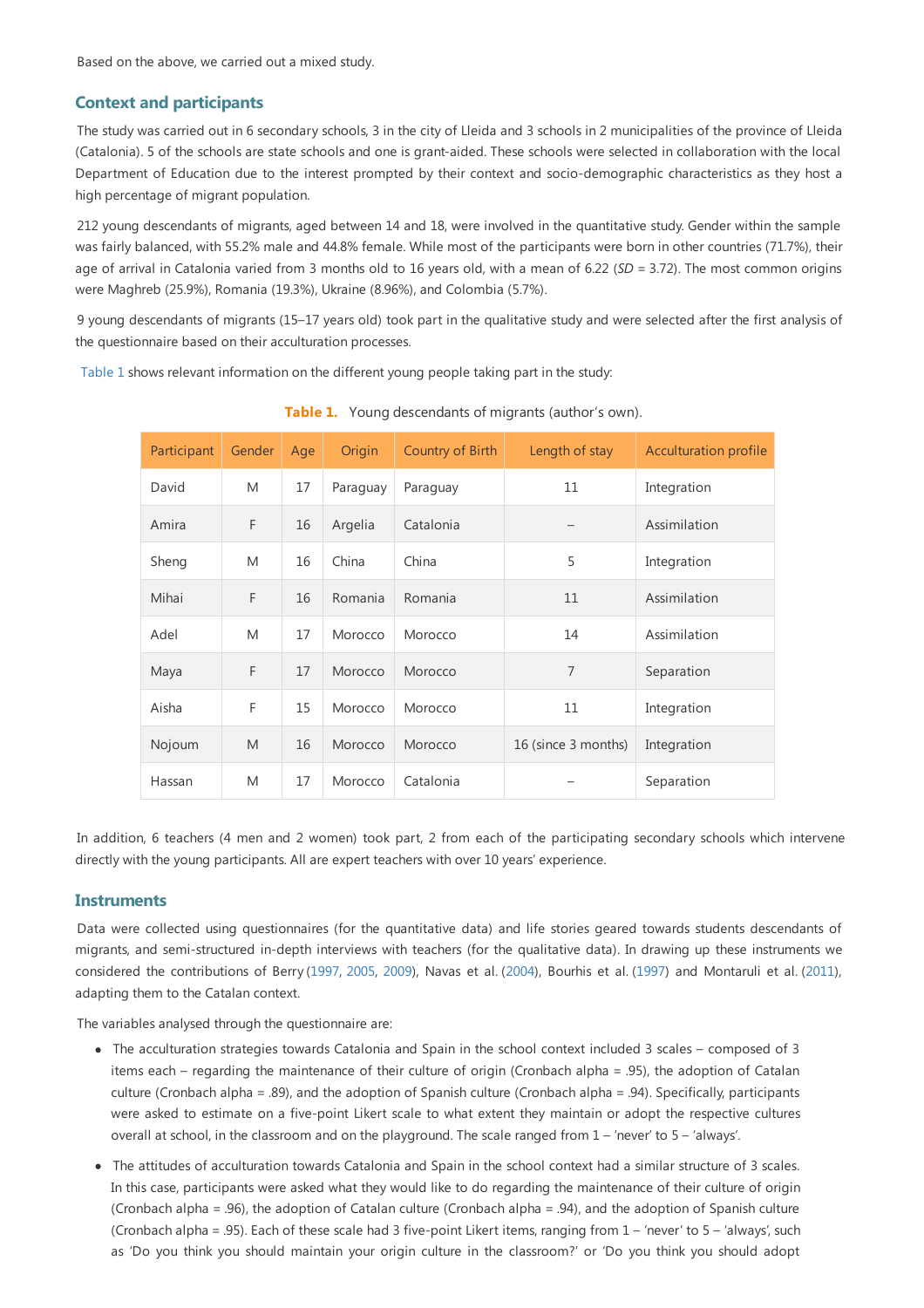Based on the above, we carried out a mixed study.

## Context and participants

The study was carried out in 6 secondary schools, 3 in the city of Lleida and 3 schools in 2 municipalities of the province of Lleida (Catalonia). 5 of the schools are state schools and one is grant-aided. These schools were selected in collaboration with the local Department of Education due to the interest prompted by their context and socio-demographic characteristics as they host a high percentage of migrant population.

212 young descendants of migrants, aged between 14 and 18, were involved in the quantitative study. Gender within the sample was fairly balanced, with 55.2% male and 44.8% female. While most of the participants were born in other countries (71.7%), their age of arrival in Catalonia varied from 3 months old to 16 years old, with a mean of 6.22 (*SD* = 3.72). The most common origins were Maghreb (25.9%), Romania (19.3%), Ukraine (8.96%), and Colombia (5.7%).

9 young descendants of migrants (15–17 years old) took part in the qualitative study and were selected after the first analysis of the questionnaire based on their acculturation processes.

Table 1 shows relevant information on the different young people taking part in the study:

**Table 1.** Young descendants of migrants (author's own).

| Participant | Gender | Age | Origin | Country of Birth | Length of stay | Acculturation profile |
|---|---|---|---|---|---|---|
| David | M | 17 | Paraguay | Paraguay | 11 | Integration |
| Amira | F | 16 | Argelia | Catalonia | – | Assimilation |
| Sheng | M | 16 | China | China | 5 | Integration |
| Mihai | F | 16 | Romania | Romania | 11 | Assimilation |
| Adel | M | 17 | Morocco | Morocco | 14 | Assimilation |
| Maya | F | 17 | Morocco | Morocco | 7 | Separation |
| Aisha | F | 15 | Morocco | Morocco | 11 | Integration |
| Nojoum | M | 16 | Morocco | Morocco | 16 (since 3 months) | Integration |
| Hassan | M | 17 | Morocco | Catalonia | – | Separation |

In addition, 6 teachers (4 men and 2 women) took part, 2 from each of the participating secondary schools which intervene directly with the young participants. All are expert teachers with over 10 years' experience.

## Instruments

Data were collected using questionnaires (for the quantitative data) and life stories geared towards students descendants of migrants, and semi-structured in-depth interviews with teachers (for the qualitative data). In drawing up these instruments we considered the contributions of Berry (1997, 2005, 2009), Navas et al. (2004), Bourhis et al. (1997) and Montaruli et al. (2011), adapting them to the Catalan context.

The variables analysed through the questionnaire are:

- The acculturation strategies towards Catalonia and Spain in the school context included 3 scales – composed of 3 items each – regarding the maintenance of their culture of origin (Cronbach alpha = .95), the adoption of Catalan culture (Cronbach alpha = .89), and the adoption of Spanish culture (Cronbach alpha = .94). Specifically, participants were asked to estimate on a five-point Likert scale to what extent they maintain or adopt the respective cultures overall at school, in the classroom and on the playground. The scale ranged from 1 – 'never' to 5 – 'always'.
- The attitudes of acculturation towards Catalonia and Spain in the school context had a similar structure of 3 scales. In this case, participants were asked what they would like to do regarding the maintenance of their culture of origin (Cronbach alpha = .96), the adoption of Catalan culture (Cronbach alpha = .94), and the adoption of Spanish culture (Cronbach alpha = .95). Each of these scale had 3 five-point Likert items, ranging from 1 – 'never' to 5 – 'always', such as 'Do you think you should maintain your origin culture in the classroom?' or 'Do you think you should adopt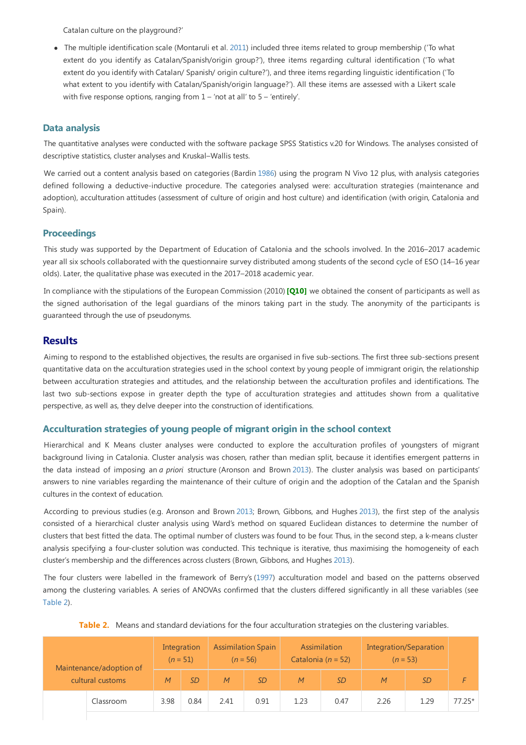Catalan culture on the playground?'

- The multiple identification scale (Montaruli et al. 2011) included three items related to group membership ('To what extent do you identify as Catalan/Spanish/origin group?'), three items regarding cultural identification ('To what extent do you identify with Catalan/ Spanish/ origin culture?'), and three items regarding linguistic identification ('To what extent to you identify with Catalan/Spanish/origin language?'). All these items are assessed with a Likert scale with five response options, ranging from 1 – 'not at all' to 5 – 'entirely'.

### Data analysis

The quantitative analyses were conducted with the software package SPSS Statistics v.20 for Windows. The analyses consisted of descriptive statistics, cluster analyses and Kruskal–Wallis tests.

We carried out a content analysis based on categories (Bardin 1986) using the program N Vivo 12 plus, with analysis categories defined following a deductive-inductive procedure. The categories analysed were: acculturation strategies (maintenance and adoption), acculturation attitudes (assessment of culture of origin and host culture) and identification (with origin, Catalonia and Spain).

### Proceedings

This study was supported by the Department of Education of Catalonia and the schools involved. In the 2016–2017 academic year all six schools collaborated with the questionnaire survey distributed among students of the second cycle of ESO (14–16 year olds). Later, the qualitative phase was executed in the 2017–2018 academic year.

In compliance with the stipulations of the European Commission (2010) **[Q10]** we obtained the consent of participants as well as the signed authorisation of the legal guardians of the minors taking part in the study. The anonymity of the participants is guaranteed through the use of pseudonyms.

## Results

Aiming to respond to the established objectives, the results are organised in five sub-sections. The first three sub-sections present quantitative data on the acculturation strategies used in the school context by young people of immigrant origin, the relationship between acculturation strategies and attitudes, and the relationship between the acculturation profiles and identifications. The last two sub-sections expose in greater depth the type of acculturation strategies and attitudes shown from a qualitative perspective, as well as, they delve deeper into the construction of identifications.

### Acculturation strategies of young people of migrant origin in the school context

Hierarchical and K Means cluster analyses were conducted to explore the acculturation profiles of youngsters of migrant background living in Catalonia. Cluster analysis was chosen, rather than median split, because it identifies emergent patterns in the data instead of imposing an *a priori* structure (Aronson and Brown 2013). The cluster analysis was based on participants' answers to nine variables regarding the maintenance of their culture of origin and the adoption of the Catalan and the Spanish cultures in the context of education.

According to previous studies (e.g. Aronson and Brown 2013; Brown, Gibbons, and Hughes 2013), the first step of the analysis consisted of a hierarchical cluster analysis using Ward's method on squared Euclidean distances to determine the number of clusters that best fitted the data. The optimal number of clusters was found to be four. Thus, in the second step, a k-means cluster analysis specifying a four-cluster solution was conducted. This technique is iterative, thus maximising the homogeneity of each cluster's membership and the differences across clusters (Brown, Gibbons, and Hughes 2013).

The four clusters were labelled in the framework of Berry's (1997) acculturation model and based on the patterns observed among the clustering variables. A series of ANOVAs confirmed that the clusters differed significantly in all these variables (see Table 2).

**Table 2.** Means and standard deviations for the four acculturation strategies on the clustering variables.

| Maintenance/adoption of cultural customs | | Integration ($n$ = 51) | | Assimilation Spain ($n$ = 56) | | Assimilation Catalonia ($n$ = 52) | | Integration/Separation ($n$ = 53) | | |
|---|---|---|---|---|---|---|---|---|---|---|
| | | *M* | *SD* | *M* | *SD* | *M* | *SD* | *M* | *SD* | *F* |
| | Classroom | 3.98 | 0.84 | 2.41 | 0.91 | 1.23 | 0.47 | 2.26 | 1.29 | 77.25* |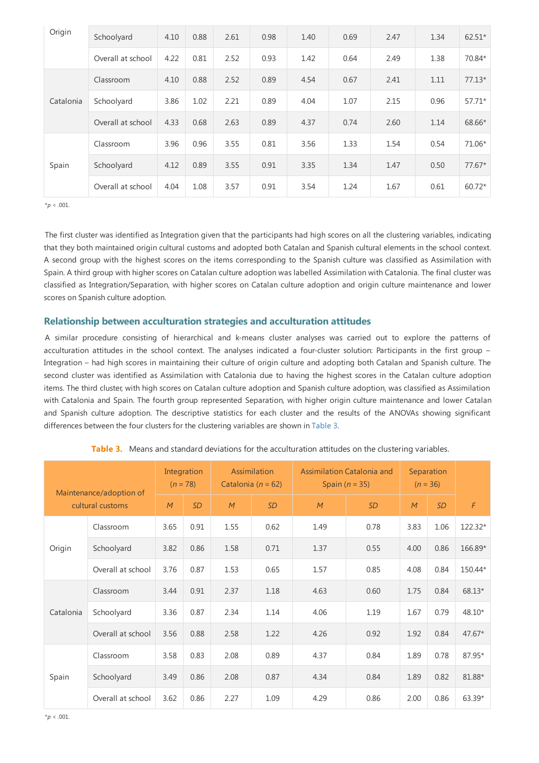| | | | | | | | | | | |
|---|---|---|---|---|---|---|---|---|---|---|
| Origin | Schoolyard | 4.10 | 0.88 | 2.61 | 0.98 | 1.40 | 0.69 | 2.47 | 1.34 | 62.51* |
| | Overall at school | 4.22 | 0.81 | 2.52 | 0.93 | 1.42 | 0.64 | 2.49 | 1.38 | 70.84* |
| Catalonia | Classroom | 4.10 | 0.88 | 2.52 | 0.89 | 4.54 | 0.67 | 2.41 | 1.11 | 77.13* |
| | Schoolyard | 3.86 | 1.02 | 2.21 | 0.89 | 4.04 | 1.07 | 2.15 | 0.96 | 57.71* |
| | Overall at school | 4.33 | 0.68 | 2.63 | 0.89 | 4.37 | 0.74 | 2.60 | 1.14 | 68.66* |
| Spain | Classroom | 3.96 | 0.96 | 3.55 | 0.81 | 3.56 | 1.33 | 1.54 | 0.54 | 71.06* |
| | Schoolyard | 4.12 | 0.89 | 3.55 | 0.91 | 3.35 | 1.34 | 1.47 | 0.50 | 77.67* |
| | Overall at school | 4.04 | 1.08 | 3.57 | 0.91 | 3.54 | 1.24 | 1.67 | 0.61 | 60.72* |

*$p$ < .001.

The first cluster was identified as Integration given that the participants had high scores on all the clustering variables, indicating that they both maintained origin cultural customs and adopted both Catalan and Spanish cultural elements in the school context. A second group with the highest scores on the items corresponding to the Spanish culture was classified as Assimilation with Spain. A third group with higher scores on Catalan culture adoption was labelled Assimilation with Catalonia. The final cluster was classified as Integration/Separation, with higher scores on Catalan culture adoption and origin culture maintenance and lower scores on Spanish culture adoption.

## Relationship between acculturation strategies and acculturation attitudes

A similar procedure consisting of hierarchical and k-means cluster analyses was carried out to explore the patterns of acculturation attitudes in the school context. The analyses indicated a four-cluster solution: Participants in the first group – Integration – had high scores in maintaining their culture of origin culture and adopting both Catalan and Spanish culture. The second cluster was identified as Assimilation with Catalonia due to having the highest scores in the Catalan culture adoption items. The third cluster, with high scores on Catalan culture adoption and Spanish culture adoption, was classified as Assimilation with Catalonia and Spain. The fourth group represented Separation, with higher origin culture maintenance and lower Catalan and Spanish culture adoption. The descriptive statistics for each cluster and the results of the ANOVAs showing significant differences between the four clusters for the clustering variables are shown in Table 3.

**Table 3.** Means and standard deviations for the acculturation attitudes on the clustering variables.

| Maintenance/adoption of cultural customs | | Integration ($n$ = 78) | | Assimilation Catalonia ($n$ = 62) | | Assimilation Catalonia and Spain ($n$ = 35) | | Separation ($n$ = 36) | | |
|---|---|---|---|---|---|---|---|---|---|---|
| | | $M$ | $SD$ | $M$ | $SD$ | $M$ | $SD$ | $M$ | $SD$ | $F$ |
| Origin | Classroom | 3.65 | 0.91 | 1.55 | 0.62 | 1.49 | 0.78 | 3.83 | 1.06 | 122.32* |
| | Schoolyard | 3.82 | 0.86 | 1.58 | 0.71 | 1.37 | 0.55 | 4.00 | 0.86 | 166.89* |
| | Overall at school | 3.76 | 0.87 | 1.53 | 0.65 | 1.57 | 0.85 | 4.08 | 0.84 | 150.44* |
| Catalonia | Classroom | 3.44 | 0.91 | 2.37 | 1.18 | 4.63 | 0.60 | 1.75 | 0.84 | 68.13* |
| | Schoolyard | 3.36 | 0.87 | 2.34 | 1.14 | 4.06 | 1.19 | 1.67 | 0.79 | 48.10* |
| | Overall at school | 3.56 | 0.88 | 2.58 | 1.22 | 4.26 | 0.92 | 1.92 | 0.84 | 47.67* |
| Spain | Classroom | 3.58 | 0.83 | 2.08 | 0.89 | 4.37 | 0.84 | 1.89 | 0.78 | 87.95* |
| | Schoolyard | 3.49 | 0.86 | 2.08 | 0.87 | 4.34 | 0.84 | 1.89 | 0.82 | 81.88* |
| | Overall at school | 3.62 | 0.86 | 2.27 | 1.09 | 4.29 | 0.86 | 2.00 | 0.86 | 63.39* |

*$p$ < .001.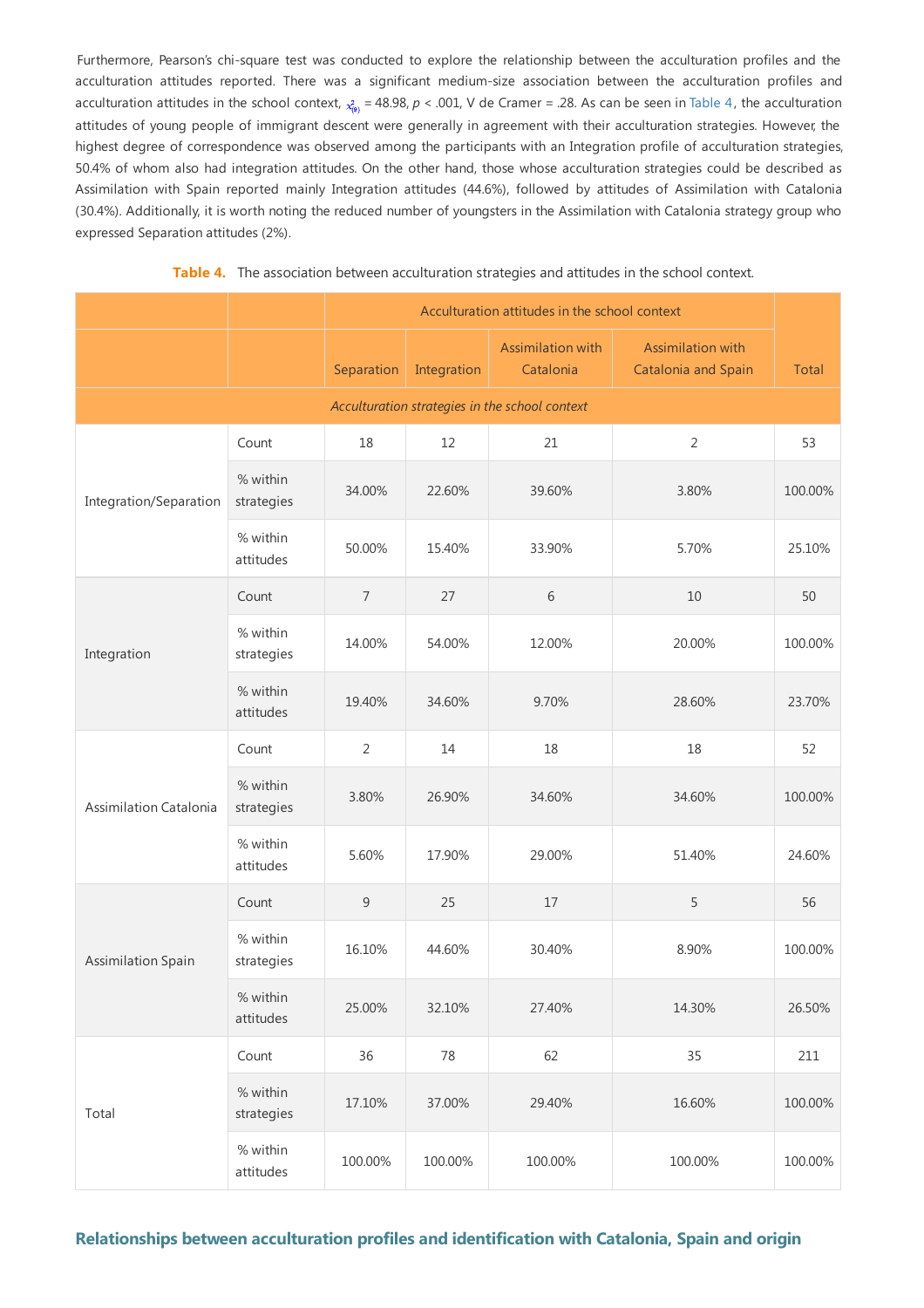Furthermore, Pearson's chi-square test was conducted to explore the relationship between the acculturation profiles and the acculturation attitudes reported. There was a significant medium-size association between the acculturation profiles and acculturation attitudes in the school context, $\chi^2_{(9)} = 48.98$, $p < .001$, V de Cramer = .28. As can be seen in Table 4, the acculturation attitudes of young people of immigrant descent were generally in agreement with their acculturation strategies. However, the highest degree of correspondence was observed among the participants with an Integration profile of acculturation strategies, 50.4% of whom also had integration attitudes. On the other hand, those whose acculturation strategies could be described as Assimilation with Spain reported mainly Integration attitudes (44.6%), followed by attitudes of Assimilation with Catalonia (30.4%). Additionally, it is worth noting the reduced number of youngsters in the Assimilation with Catalonia strategy group who expressed Separation attitudes (2%).

**Table 4.** The association between acculturation strategies and attitudes in the school context.

| | | Acculturation attitudes in the school context | | | | |
|---|---|---|---|---|---|---|
| | | Separation | Integration | Assimilation with Catalonia | Assimilation with Catalonia and Spain | Total |
| *Acculturation strategies in the school context* | | | | | | |
| Integration/Separation | Count | 18 | 12 | 21 | 2 | 53 |
| | % within strategies | 34.00% | 22.60% | 39.60% | 3.80% | 100.00% |
| | % within attitudes | 50.00% | 15.40% | 33.90% | 5.70% | 25.10% |
| Integration | Count | 7 | 27 | 6 | 10 | 50 |
| | % within strategies | 14.00% | 54.00% | 12.00% | 20.00% | 100.00% |
| | % within attitudes | 19.40% | 34.60% | 9.70% | 28.60% | 23.70% |
| Assimilation Catalonia | Count | 2 | 14 | 18 | 18 | 52 |
| | % within strategies | 3.80% | 26.90% | 34.60% | 34.60% | 100.00% |
| | % within attitudes | 5.60% | 17.90% | 29.00% | 51.40% | 24.60% |
| Assimilation Spain | Count | 9 | 25 | 17 | 5 | 56 |
| | % within strategies | 16.10% | 44.60% | 30.40% | 8.90% | 100.00% |
| | % within attitudes | 25.00% | 32.10% | 27.40% | 14.30% | 26.50% |
| Total | Count | 36 | 78 | 62 | 35 | 211 |
| | % within strategies | 17.10% | 37.00% | 29.40% | 16.60% | 100.00% |
| | % within attitudes | 100.00% | 100.00% | 100.00% | 100.00% | 100.00% |

## Relationships between acculturation profiles and identification with Catalonia, Spain and origin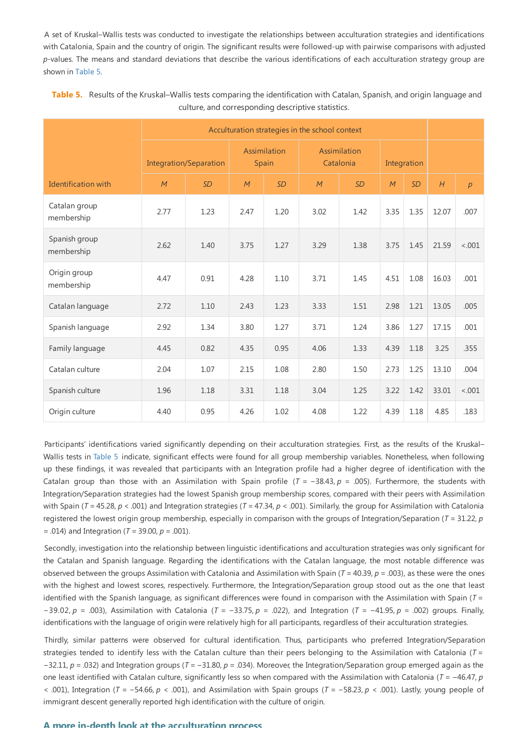A set of Kruskal–Wallis tests was conducted to investigate the relationships between acculturation strategies and identifications with Catalonia, Spain and the country of origin. The significant results were followed-up with pairwise comparisons with adjusted *p*-values. The means and standard deviations that describe the various identifications of each acculturation strategy group are shown in Table 5.

**Table 5.** Results of the Kruskal–Wallis tests comparing the identification with Catalan, Spanish, and origin language and culture, and corresponding descriptive statistics.

| | Acculturation strategies in the school context | | | | | | | | | |
|---|---|---|---|---|---|---|---|---|---|---|
| | Integration/Separation | | Assimilation Spain | | Assimilation Catalonia | | Integration | | | |
| Identification with | *M* | *SD* | *M* | *SD* | *M* | *SD* | *M* | *SD* | *H* | *p* |
| Catalan group membership | 2.77 | 1.23 | 2.47 | 1.20 | 3.02 | 1.42 | 3.35 | 1.35 | 12.07 | .007 |
| Spanish group membership | 2.62 | 1.40 | 3.75 | 1.27 | 3.29 | 1.38 | 3.75 | 1.45 | 21.59 | <.001 |
| Origin group membership | 4.47 | 0.91 | 4.28 | 1.10 | 3.71 | 1.45 | 4.51 | 1.08 | 16.03 | .001 |
| Catalan language | 2.72 | 1.10 | 2.43 | 1.23 | 3.33 | 1.51 | 2.98 | 1.21 | 13.05 | .005 |
| Spanish language | 2.92 | 1.34 | 3.80 | 1.27 | 3.71 | 1.24 | 3.86 | 1.27 | 17.15 | .001 |
| Family language | 4.45 | 0.82 | 4.35 | 0.95 | 4.06 | 1.33 | 4.39 | 1.18 | 3.25 | .355 |
| Catalan culture | 2.04 | 1.07 | 2.15 | 1.08 | 2.80 | 1.50 | 2.73 | 1.25 | 13.10 | .004 |
| Spanish culture | 1.96 | 1.18 | 3.31 | 1.18 | 3.04 | 1.25 | 3.22 | 1.42 | 33.01 | <.001 |
| Origin culture | 4.40 | 0.95 | 4.26 | 1.02 | 4.08 | 1.22 | 4.39 | 1.18 | 4.85 | .183 |

Participants' identifications varied significantly depending on their acculturation strategies. First, as the results of the Kruskal–Wallis tests in Table 5 indicate, significant effects were found for all group membership variables. Nonetheless, when following up these findings, it was revealed that participants with an Integration profile had a higher degree of identification with the Catalan group than those with an Assimilation with Spain profile ($T = -38.43$, $p = .005$). Furthermore, the students with Integration/Separation strategies had the lowest Spanish group membership scores, compared with their peers with Assimilation with Spain ($T = 45.28$, $p < .001$) and Integration strategies ($T = 47.34$, $p < .001$). Similarly, the group for Assimilation with Catalonia registered the lowest origin group membership, especially in comparison with the groups of Integration/Separation ($T = 31.22$, $p = .014$) and Integration ($T = 39.00$, $p = .001$).

Secondly, investigation into the relationship between linguistic identifications and acculturation strategies was only significant for the Catalan and Spanish language. Regarding the identifications with the Catalan language, the most notable difference was observed between the groups Assimilation with Catalonia and Assimilation with Spain ($T = 40.39$, $p = .003$), as these were the ones with the highest and lowest scores, respectively. Furthermore, the Integration/Separation group stood out as the one that least identified with the Spanish language, as significant differences were found in comparison with the Assimilation with Spain ($T = -39.02$, $p = .003$), Assimilation with Catalonia ($T = -33.75$, $p = .022$), and Integration ($T = -41.95$, $p = .002$) groups. Finally, identifications with the language of origin were relatively high for all participants, regardless of their acculturation strategies.

Thirdly, similar patterns were observed for cultural identification. Thus, participants who preferred Integration/Separation strategies tended to identify less with the Catalan culture than their peers belonging to the Assimilation with Catalonia ($T = -32.11$, $p = .032$) and Integration groups ($T = -31.80$, $p = .034$). Moreover, the Integration/Separation group emerged again as the one least identified with Catalan culture, significantly less so when compared with the Assimilation with Catalonia ($T = -46.47$, $p < .001$), Integration ($T = -54.66$, $p < .001$), and Assimilation with Spain groups ($T = -58.23$, $p < .001$). Lastly, young people of immigrant descent generally reported high identification with the culture of origin.

## A more in-depth look at the acculturation process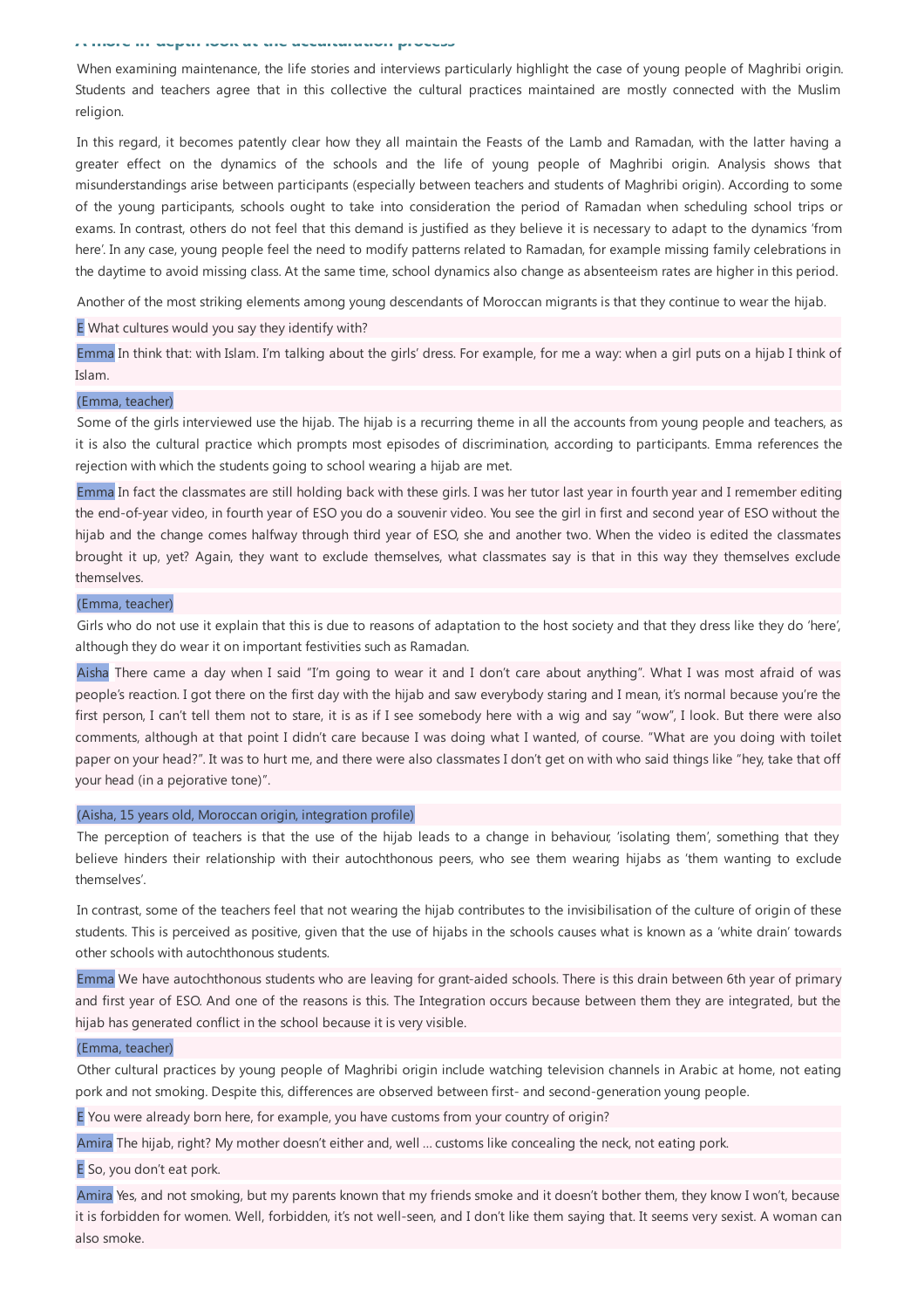### A more in-depth look at the acculturation process

When examining maintenance, the life stories and interviews particularly highlight the case of young people of Maghribi origin. Students and teachers agree that in this collective the cultural practices maintained are mostly connected with the Muslim religion.

In this regard, it becomes patently clear how they all maintain the Feasts of the Lamb and Ramadan, with the latter having a greater effect on the dynamics of the schools and the life of young people of Maghribi origin. Analysis shows that misunderstandings arise between participants (especially between teachers and students of Maghribi origin). According to some of the young participants, schools ought to take into consideration the period of Ramadan when scheduling school trips or exams. In contrast, others do not feel that this demand is justified as they believe it is necessary to adapt to the dynamics 'from here'. In any case, young people feel the need to modify patterns related to Ramadan, for example missing family celebrations in the daytime to avoid missing class. At the same time, school dynamics also change as absenteeism rates are higher in this period.

Another of the most striking elements among young descendants of Moroccan migrants is that they continue to wear the hijab.

E What cultures would you say they identify with?

Emma In think that: with Islam. I'm talking about the girls' dress. For example, for me a way: when a girl puts on a hijab I think of Islam.

(Emma, teacher)

Some of the girls interviewed use the hijab. The hijab is a recurring theme in all the accounts from young people and teachers, as it is also the cultural practice which prompts most episodes of discrimination, according to participants. Emma references the rejection with which the students going to school wearing a hijab are met.

Emma In fact the classmates are still holding back with these girls. I was her tutor last year in fourth year and I remember editing the end-of-year video, in fourth year of ESO you do a souvenir video. You see the girl in first and second year of ESO without the hijab and the change comes halfway through third year of ESO, she and another two. When the video is edited the classmates brought it up, yet? Again, they want to exclude themselves, what classmates say is that in this way they themselves exclude themselves.

(Emma, teacher)

Girls who do not use it explain that this is due to reasons of adaptation to the host society and that they dress like they do 'here', although they do wear it on important festivities such as Ramadan.

Aisha There came a day when I said "I'm going to wear it and I don't care about anything". What I was most afraid of was people's reaction. I got there on the first day with the hijab and saw everybody staring and I mean, it's normal because you're the first person, I can't tell them not to stare, it is as if I see somebody here with a wig and say "wow", I look. But there were also comments, although at that point I didn't care because I was doing what I wanted, of course. "What are you doing with toilet paper on your head?". It was to hurt me, and there were also classmates I don't get on with who said things like "hey, take that off your head (in a pejorative tone)".

(Aisha, 15 years old, Moroccan origin, integration profile)

The perception of teachers is that the use of the hijab leads to a change in behaviour, 'isolating them', something that they believe hinders their relationship with their autochthonous peers, who see them wearing hijabs as 'them wanting to exclude themselves'.

In contrast, some of the teachers feel that not wearing the hijab contributes to the invisibilisation of the culture of origin of these students. This is perceived as positive, given that the use of hijabs in the schools causes what is known as a 'white drain' towards other schools with autochthonous students.

Emma We have autochthonous students who are leaving for grant-aided schools. There is this drain between 6th year of primary and first year of ESO. And one of the reasons is this. The Integration occurs because between them they are integrated, but the hijab has generated conflict in the school because it is very visible.

(Emma, teacher)

Other cultural practices by young people of Maghribi origin include watching television channels in Arabic at home, not eating pork and not smoking. Despite this, differences are observed between first- and second-generation young people.

E You were already born here, for example, you have customs from your country of origin?

Amira The hijab, right? My mother doesn't either and, well ... customs like concealing the neck, not eating pork.

E So, you don't eat pork.

Amira Yes, and not smoking, but my parents known that my friends smoke and it doesn't bother them, they know I won't, because it is forbidden for women. Well, forbidden, it's not well-seen, and I don't like them saying that. It seems very sexist. A woman can also smoke.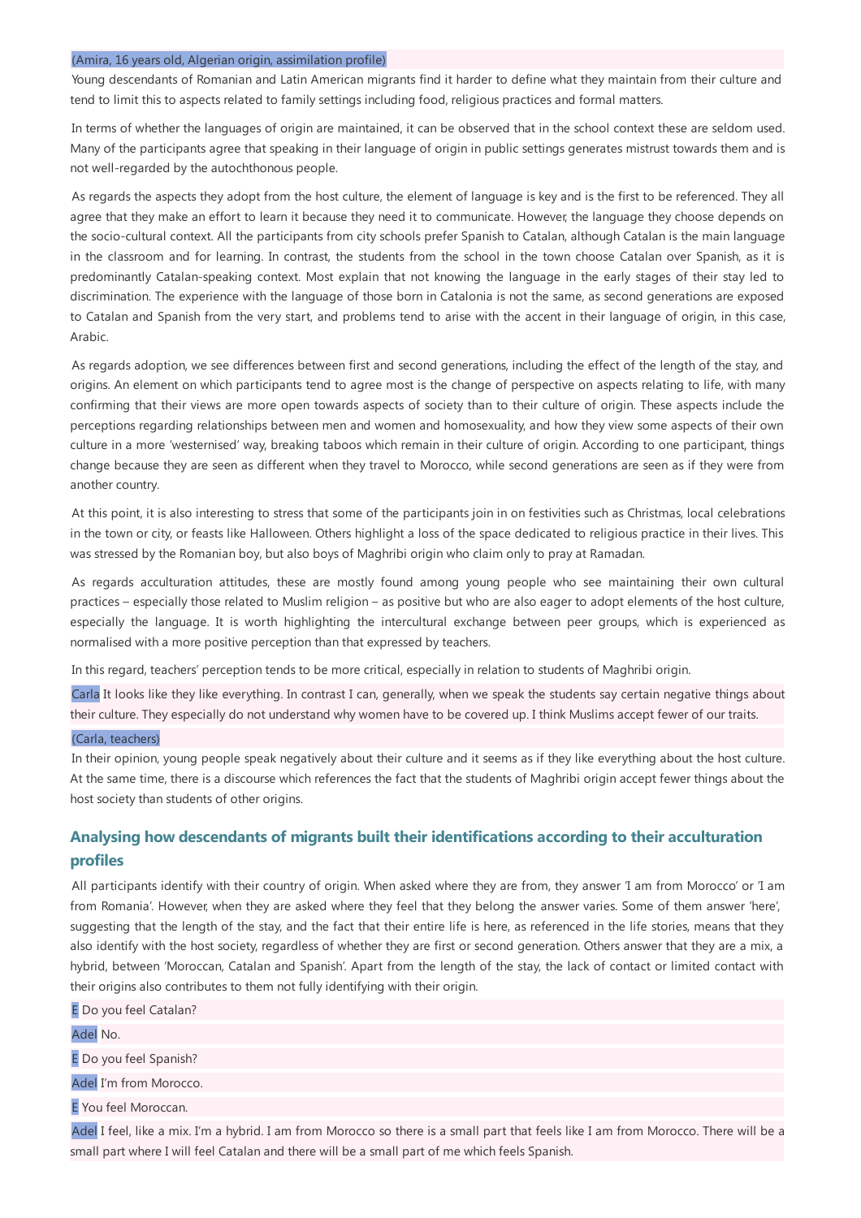(Amira, 16 years old, Algerian origin, assimilation profile)

Young descendants of Romanian and Latin American migrants find it harder to define what they maintain from their culture and tend to limit this to aspects related to family settings including food, religious practices and formal matters.

In terms of whether the languages of origin are maintained, it can be observed that in the school context these are seldom used. Many of the participants agree that speaking in their language of origin in public settings generates mistrust towards them and is not well-regarded by the autochthonous people.

As regards the aspects they adopt from the host culture, the element of language is key and is the first to be referenced. They all agree that they make an effort to learn it because they need it to communicate. However, the language they choose depends on the socio-cultural context. All the participants from city schools prefer Spanish to Catalan, although Catalan is the main language in the classroom and for learning. In contrast, the students from the school in the town choose Catalan over Spanish, as it is predominantly Catalan-speaking context. Most explain that not knowing the language in the early stages of their stay led to discrimination. The experience with the language of those born in Catalonia is not the same, as second generations are exposed to Catalan and Spanish from the very start, and problems tend to arise with the accent in their language of origin, in this case, Arabic.

As regards adoption, we see differences between first and second generations, including the effect of the length of the stay, and origins. An element on which participants tend to agree most is the change of perspective on aspects relating to life, with many confirming that their views are more open towards aspects of society than to their culture of origin. These aspects include the perceptions regarding relationships between men and women and homosexuality, and how they view some aspects of their own culture in a more 'westernised' way, breaking taboos which remain in their culture of origin. According to one participant, things change because they are seen as different when they travel to Morocco, while second generations are seen as if they were from another country.

At this point, it is also interesting to stress that some of the participants join in on festivities such as Christmas, local celebrations in the town or city, or feasts like Halloween. Others highlight a loss of the space dedicated to religious practice in their lives. This was stressed by the Romanian boy, but also boys of Maghribi origin who claim only to pray at Ramadan.

As regards acculturation attitudes, these are mostly found among young people who see maintaining their own cultural practices – especially those related to Muslim religion – as positive but who are also eager to adopt elements of the host culture, especially the language. It is worth highlighting the intercultural exchange between peer groups, which is experienced as normalised with a more positive perception than that expressed by teachers.

In this regard, teachers' perception tends to be more critical, especially in relation to students of Maghribi origin.

Carla It looks like they like everything. In contrast I can, generally, when we speak the students say certain negative things about their culture. They especially do not understand why women have to be covered up. I think Muslims accept fewer of our traits.

(Carla, teachers)

In their opinion, young people speak negatively about their culture and it seems as if they like everything about the host culture. At the same time, there is a discourse which references the fact that the students of Maghribi origin accept fewer things about the host society than students of other origins.

## Analysing how descendants of migrants built their identifications according to their acculturation profiles

All participants identify with their country of origin. When asked where they are from, they answer 'I am from Morocco' or 'I am from Romania'. However, when they are asked where they feel that they belong the answer varies. Some of them answer 'here', suggesting that the length of the stay, and the fact that their entire life is here, as referenced in the life stories, means that they also identify with the host society, regardless of whether they are first or second generation. Others answer that they are a mix, a hybrid, between 'Moroccan, Catalan and Spanish'. Apart from the length of the stay, the lack of contact or limited contact with their origins also contributes to them not fully identifying with their origin.

E Do you feel Catalan?

Adel No.

E Do you feel Spanish?

Adel I'm from Morocco.

E You feel Moroccan.

Adel I feel, like a mix. I'm a hybrid. I am from Morocco so there is a small part that feels like I am from Morocco. There will be a small part where I will feel Catalan and there will be a small part of me which feels Spanish.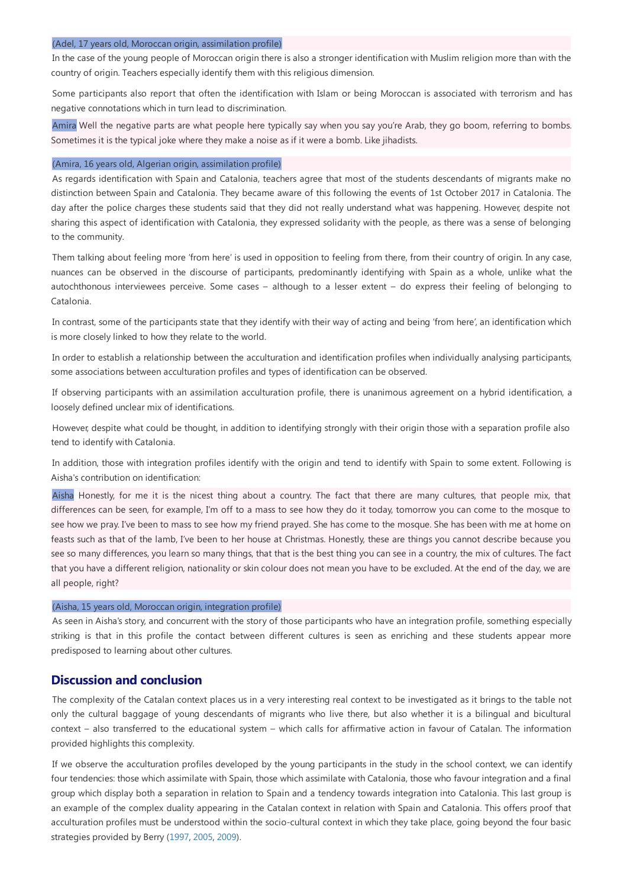(Adel, 17 years old, Moroccan origin, assimilation profile)

In the case of the young people of Moroccan origin there is also a stronger identification with Muslim religion more than with the country of origin. Teachers especially identify them with this religious dimension.

Some participants also report that often the identification with Islam or being Moroccan is associated with terrorism and has negative connotations which in turn lead to discrimination.

Amira Well the negative parts are what people here typically say when you say you're Arab, they go boom, referring to bombs. Sometimes it is the typical joke where they make a noise as if it were a bomb. Like jihadists.

(Amira, 16 years old, Algerian origin, assimilation profile)

As regards identification with Spain and Catalonia, teachers agree that most of the students descendants of migrants make no distinction between Spain and Catalonia. They became aware of this following the events of 1st October 2017 in Catalonia. The day after the police charges these students said that they did not really understand what was happening. However, despite not sharing this aspect of identification with Catalonia, they expressed solidarity with the people, as there was a sense of belonging to the community.

Them talking about feeling more 'from here' is used in opposition to feeling from there, from their country of origin. In any case, nuances can be observed in the discourse of participants, predominantly identifying with Spain as a whole, unlike what the autochthonous interviewees perceive. Some cases – although to a lesser extent – do express their feeling of belonging to Catalonia.

In contrast, some of the participants state that they identify with their way of acting and being 'from here', an identification which is more closely linked to how they relate to the world.

In order to establish a relationship between the acculturation and identification profiles when individually analysing participants, some associations between acculturation profiles and types of identification can be observed.

If observing participants with an assimilation acculturation profile, there is unanimous agreement on a hybrid identification, a loosely defined unclear mix of identifications.

However, despite what could be thought, in addition to identifying strongly with their origin those with a separation profile also tend to identify with Catalonia.

In addition, those with integration profiles identify with the origin and tend to identify with Spain to some extent. Following is Aisha's contribution on identification:

Aisha Honestly, for me it is the nicest thing about a country. The fact that there are many cultures, that people mix, that differences can be seen, for example, I'm off to a mass to see how they do it today, tomorrow you can come to the mosque to see how we pray. I've been to mass to see how my friend prayed. She has come to the mosque. She has been with me at home on feasts such as that of the lamb, I've been to her house at Christmas. Honestly, these are things you cannot describe because you see so many differences, you learn so many things, that that is the best thing you can see in a country, the mix of cultures. The fact that you have a different religion, nationality or skin colour does not mean you have to be excluded. At the end of the day, we are all people, right?

(Aisha, 15 years old, Moroccan origin, integration profile)

As seen in Aisha's story, and concurrent with the story of those participants who have an integration profile, something especially striking is that in this profile the contact between different cultures is seen as enriching and these students appear more predisposed to learning about other cultures.

## Discussion and conclusion

The complexity of the Catalan context places us in a very interesting real context to be investigated as it brings to the table not only the cultural baggage of young descendants of migrants who live there, but also whether it is a bilingual and bicultural context – also transferred to the educational system – which calls for affirmative action in favour of Catalan. The information provided highlights this complexity.

If we observe the acculturation profiles developed by the young participants in the study in the school context, we can identify four tendencies: those which assimilate with Spain, those which assimilate with Catalonia, those who favour integration and a final group which display both a separation in relation to Spain and a tendency towards integration into Catalonia. This last group is an example of the complex duality appearing in the Catalan context in relation with Spain and Catalonia. This offers proof that acculturation profiles must be understood within the socio-cultural context in which they take place, going beyond the four basic strategies provided by Berry (1997, 2005, 2009).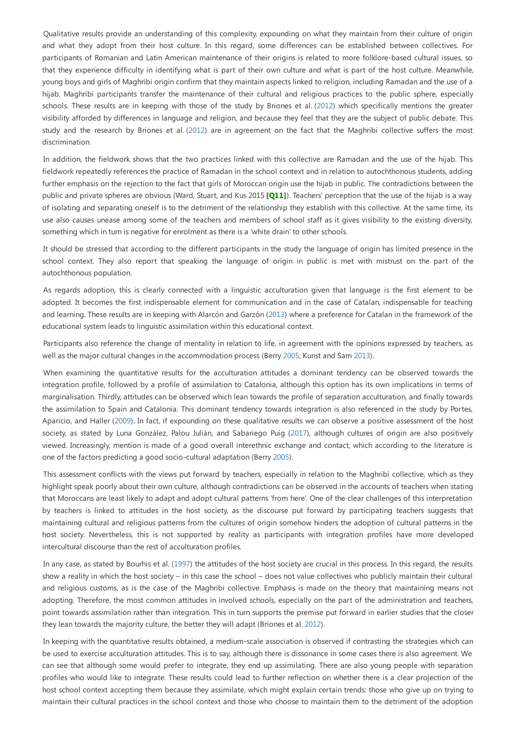Qualitative results provide an understanding of this complexity, expounding on what they maintain from their culture of origin and what they adopt from their host culture. In this regard, some differences can be established between collectives. For participants of Romanian and Latin American maintenance of their origins is related to more folklore-based cultural issues, so that they experience difficulty in identifying what is part of their own culture and what is part of the host culture. Meanwhile, young boys and girls of Maghribi origin confirm that they maintain aspects linked to religion, including Ramadan and the use of a hijab. Maghribi participants transfer the maintenance of their cultural and religious practices to the public sphere, especially schools. These results are in keeping with those of the study by Briones et al. (2012) which specifically mentions the greater visibility afforded by differences in language and religion, and because they feel that they are the subject of public debate. This study and the research by Briones et al. (2012) are in agreement on the fact that the Maghribi collective suffers the most discrimination.

In addition, the fieldwork shows that the two practices linked with this collective are Ramadan and the use of the hijab. This fieldwork repeatedly references the practice of Ramadan in the school context and in relation to autochthonous students, adding further emphasis on the rejection to the fact that girls of Moroccan origin use the hijab in public. The contradictions between the public and private spheres are obvious (Ward, Stuart, and Kus 2015 **[Q11]**). Teachers' perception that the use of the hijab is a way of isolating and separating oneself is to the detriment of the relationship they establish with this collective. At the same time, its use also causes unease among some of the teachers and members of school staff as it gives visibility to the existing diversity, something which in turn is negative for enrolment as there is a 'white drain' to other schools.

It should be stressed that according to the different participants in the study the language of origin has limited presence in the school context. They also report that speaking the language of origin in public is met with mistrust on the part of the autochthonous population.

As regards adoption, this is clearly connected with a linguistic acculturation given that language is the first element to be adopted. It becomes the first indispensable element for communication and in the case of Catalan, indispensable for teaching and learning. These results are in keeping with Alarcón and Garzón (2013) where a preference for Catalan in the framework of the educational system leads to linguistic assimilation within this educational context.

Participants also reference the change of mentality in relation to life, in agreement with the opinions expressed by teachers, as well as the major cultural changes in the accommodation process (Berry 2005; Kunst and Sam 2013).

When examining the quantitative results for the acculturation attitudes a dominant tendency can be observed towards the integration profile, followed by a profile of assimilation to Catalonia, although this option has its own implications in terms of marginalisation. Thirdly, attitudes can be observed which lean towards the profile of separation acculturation, and finally towards the assimilation to Spain and Catalonia. This dominant tendency towards integration is also referenced in the study by Portes, Aparicio, and Haller (2009). In fact, if expounding on these qualitative results we can observe a positive assessment of the host society, as stated by Luna González, Palou Julián, and Sabariego Puig (2017), although cultures of origin are also positively viewed. Increasingly, mention is made of a good overall interethnic exchange and contact, which according to the literature is one of the factors predicting a good socio-cultural adaptation (Berry 2005).

This assessment conflicts with the views put forward by teachers, especially in relation to the Maghribi collective, which as they highlight speak poorly about their own culture, although contradictions can be observed in the accounts of teachers when stating that Moroccans are least likely to adapt and adopt cultural patterns 'from here'. One of the clear challenges of this interpretation by teachers is linked to attitudes in the host society, as the discourse put forward by participating teachers suggests that maintaining cultural and religious patterns from the cultures of origin somehow hinders the adoption of cultural patterns in the host society. Nevertheless, this is not supported by reality as participants with integration profiles have more developed intercultural discourse than the rest of acculturation profiles.

In any case, as stated by Bourhis et al. (1997) the attitudes of the host society are crucial in this process. In this regard, the results show a reality in which the host society – in this case the school – does not value collectives who publicly maintain their cultural and religious customs, as is the case of the Maghribi collective. Emphasis is made on the theory that maintaining means not adopting. Therefore, the most common attitudes in involved schools, especially on the part of the administration and teachers, point towards assimilation rather than integration. This in turn supports the premise put forward in earlier studies that the closer they lean towards the majority culture, the better they will adapt (Briones et al. 2012).

In keeping with the quantitative results obtained, a medium-scale association is observed if contrasting the strategies which can be used to exercise acculturation attitudes. This is to say, although there is dissonance in some cases there is also agreement. We can see that although some would prefer to integrate, they end up assimilating. There are also young people with separation profiles who would like to integrate. These results could lead to further reflection on whether there is a clear projection of the host school context accepting them because they assimilate, which might explain certain trends: those who give up on trying to maintain their cultural practices in the school context and those who choose to maintain them to the detriment of the adoption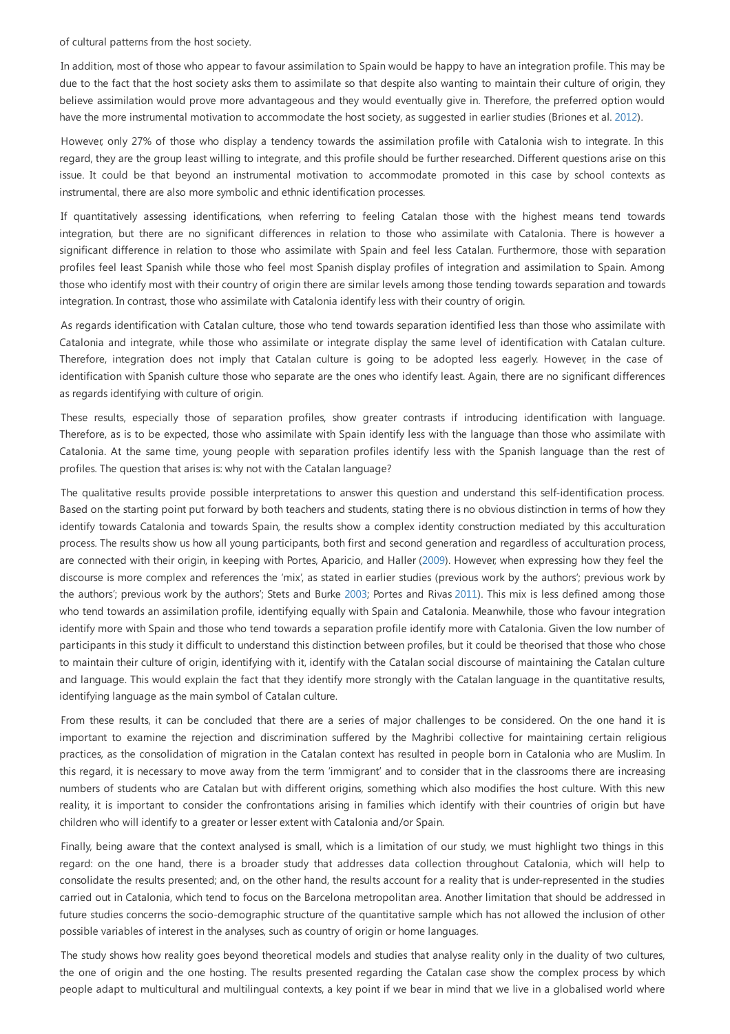of cultural patterns from the host society.

In addition, most of those who appear to favour assimilation to Spain would be happy to have an integration profile. This may be due to the fact that the host society asks them to assimilate so that despite also wanting to maintain their culture of origin, they believe assimilation would prove more advantageous and they would eventually give in. Therefore, the preferred option would have the more instrumental motivation to accommodate the host society, as suggested in earlier studies (Briones et al. 2012).

However, only 27% of those who display a tendency towards the assimilation profile with Catalonia wish to integrate. In this regard, they are the group least willing to integrate, and this profile should be further researched. Different questions arise on this issue. It could be that beyond an instrumental motivation to accommodate promoted in this case by school contexts as instrumental, there are also more symbolic and ethnic identification processes.

If quantitatively assessing identifications, when referring to feeling Catalan those with the highest means tend towards integration, but there are no significant differences in relation to those who assimilate with Catalonia. There is however a significant difference in relation to those who assimilate with Spain and feel less Catalan. Furthermore, those with separation profiles feel least Spanish while those who feel most Spanish display profiles of integration and assimilation to Spain. Among those who identify most with their country of origin there are similar levels among those tending towards separation and towards integration. In contrast, those who assimilate with Catalonia identify less with their country of origin.

As regards identification with Catalan culture, those who tend towards separation identified less than those who assimilate with Catalonia and integrate, while those who assimilate or integrate display the same level of identification with Catalan culture. Therefore, integration does not imply that Catalan culture is going to be adopted less eagerly. However, in the case of identification with Spanish culture those who separate are the ones who identify least. Again, there are no significant differences as regards identifying with culture of origin.

These results, especially those of separation profiles, show greater contrasts if introducing identification with language. Therefore, as is to be expected, those who assimilate with Spain identify less with the language than those who assimilate with Catalonia. At the same time, young people with separation profiles identify less with the Spanish language than the rest of profiles. The question that arises is: why not with the Catalan language?

The qualitative results provide possible interpretations to answer this question and understand this self-identification process. Based on the starting point put forward by both teachers and students, stating there is no obvious distinction in terms of how they identify towards Catalonia and towards Spain, the results show a complex identity construction mediated by this acculturation process. The results show us how all young participants, both first and second generation and regardless of acculturation process, are connected with their origin, in keeping with Portes, Aparicio, and Haller (2009). However, when expressing how they feel the discourse is more complex and references the 'mix', as stated in earlier studies (previous work by the authors'; previous work by the authors'; previous work by the authors'; Stets and Burke 2003; Portes and Rivas 2011). This mix is less defined among those who tend towards an assimilation profile, identifying equally with Spain and Catalonia. Meanwhile, those who favour integration identify more with Spain and those who tend towards a separation profile identify more with Catalonia. Given the low number of participants in this study it difficult to understand this distinction between profiles, but it could be theorised that those who chose to maintain their culture of origin, identifying with it, identify with the Catalan social discourse of maintaining the Catalan culture and language. This would explain the fact that they identify more strongly with the Catalan language in the quantitative results, identifying language as the main symbol of Catalan culture.

From these results, it can be concluded that there are a series of major challenges to be considered. On the one hand it is important to examine the rejection and discrimination suffered by the Maghribi collective for maintaining certain religious practices, as the consolidation of migration in the Catalan context has resulted in people born in Catalonia who are Muslim. In this regard, it is necessary to move away from the term 'immigrant' and to consider that in the classrooms there are increasing numbers of students who are Catalan but with different origins, something which also modifies the host culture. With this new reality, it is important to consider the confrontations arising in families which identify with their countries of origin but have children who will identify to a greater or lesser extent with Catalonia and/or Spain.

Finally, being aware that the context analysed is small, which is a limitation of our study, we must highlight two things in this regard: on the one hand, there is a broader study that addresses data collection throughout Catalonia, which will help to consolidate the results presented; and, on the other hand, the results account for a reality that is under-represented in the studies carried out in Catalonia, which tend to focus on the Barcelona metropolitan area. Another limitation that should be addressed in future studies concerns the socio-demographic structure of the quantitative sample which has not allowed the inclusion of other possible variables of interest in the analyses, such as country of origin or home languages.

The study shows how reality goes beyond theoretical models and studies that analyse reality only in the duality of two cultures, the one of origin and the one hosting. The results presented regarding the Catalan case show the complex process by which people adapt to multicultural and multilingual contexts, a key point if we bear in mind that we live in a globalised world where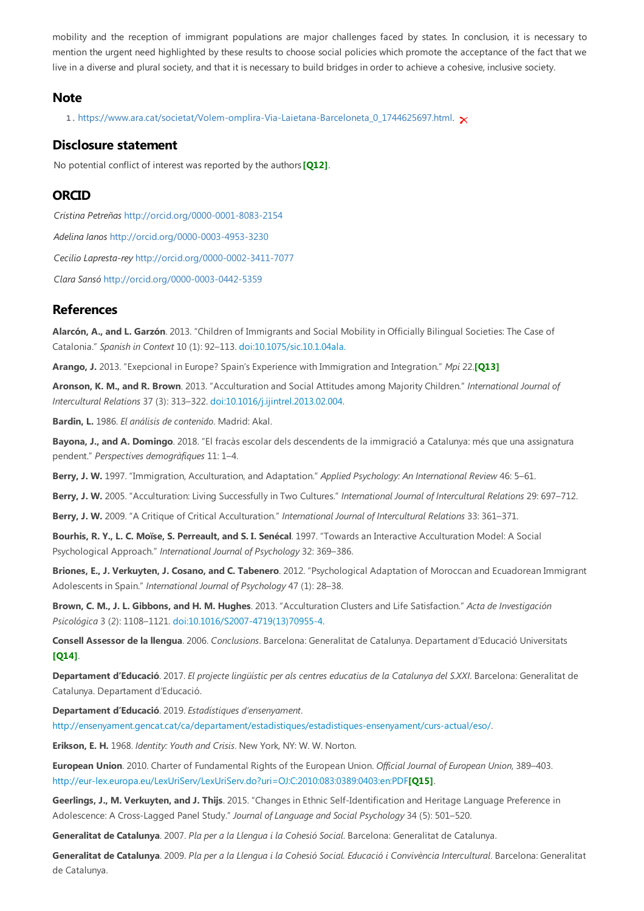mobility and the reception of immigrant populations are major challenges faced by states. In conclusion, it is necessary to mention the urgent need highlighted by these results to choose social policies which promote the acceptance of the fact that we live in a diverse and plural society, and that it is necessary to build bridges in order to achieve a cohesive, inclusive society.

## Note

1. https://www.ara.cat/societat/Volem-omplira-Via-Laietana-Barceloneta_0_1744625697.html.

## Disclosure statement

No potential conflict of interest was reported by the authors [Q12].

## ORCID

*Cristina Petreñas* http://orcid.org/0000-0001-8083-2154

*Adelina Ianos* http://orcid.org/0000-0003-4953-3230

*Cecilio Lapresta-rey* http://orcid.org/0000-0002-3411-7077

*Clara Sansó* http://orcid.org/0000-0003-0442-5359

## References

**Alarcón, A., and L. Garzón**. 2013. "Children of Immigrants and Social Mobility in Officially Bilingual Societies: The Case of Catalonia." *Spanish in Context* 10 (1): 92–113. doi:10.1075/sic.10.1.04ala.

**Arango, J.** 2013. "Exepcional in Europe? Spain's Experience with Immigration and Integration." *Mpi* 22.[Q13]

**Aronson, K. M., and R. Brown**. 2013. "Acculturation and Social Attitudes among Majority Children." *International Journal of Intercultural Relations* 37 (3): 313–322. doi:10.1016/j.ijintrel.2013.02.004.

**Bardin, L.** 1986. *El análisis de contenido*. Madrid: Akal.

**Bayona, J., and A. Domingo**. 2018. "El fracàs escolar dels descendents de la immigració a Catalunya: més que una assignatura pendent." *Perspectives demogràfiques* 11: 1–4.

**Berry, J. W.** 1997. "Immigration, Acculturation, and Adaptation." *Applied Psychology: An International Review* 46: 5–61.

**Berry, J. W.** 2005. "Acculturation: Living Successfully in Two Cultures." *International Journal of Intercultural Relations* 29: 697–712.

**Berry, J. W.** 2009. "A Critique of Critical Acculturation." *International Journal of Intercultural Relations* 33: 361–371.

**Bourhis, R. Y., L. C. Moïse, S. Perreault, and S. I. Senécal**. 1997. "Towards an Interactive Acculturation Model: A Social Psychological Approach." *International Journal of Psychology* 32: 369–386.

**Briones, E., J. Verkuyten, J. Cosano, and C. Tabenero**. 2012. "Psychological Adaptation of Moroccan and Ecuadorean Immigrant Adolescents in Spain." *International Journal of Psychology* 47 (1): 28–38.

**Brown, C. M., J. L. Gibbons, and H. M. Hughes**. 2013. "Acculturation Clusters and Life Satisfaction." *Acta de Investigación Psicológica* 3 (2): 1108–1121. doi:10.1016/S2007-4719(13)70955-4.

**Consell Assessor de la llengua**. 2006. *Conclusions*. Barcelona: Generalitat de Catalunya. Departament d'Educació Universitats [Q14].

**Departament d'Educació**. 2017. *El projecte lingüístic per als centres educatius de la Catalunya del S.XXI*. Barcelona: Generalitat de Catalunya. Departament d'Educació.

**Departament d'Educació**. 2019. *Estadístiques d'ensenyament*. http://ensenyament.gencat.cat/ca/departament/estadistiques/estadistiques-ensenyament/curs-actual/eso/.

**Erikson, E. H.** 1968. *Identity: Youth and Crisis*. New York, NY: W. W. Norton.

**European Union**. 2010. Charter of Fundamental Rights of the European Union. *Official Journal of European Union*, 389–403. http://eur-lex.europa.eu/LexUriServ/LexUriServ.do?uri=OJ:C:2010:083:0389:0403:en:PDF[Q15].

**Geerlings, J., M. Verkuyten, and J. Thijs**. 2015. "Changes in Ethnic Self-Identification and Heritage Language Preference in Adolescence: A Cross-Lagged Panel Study." *Journal of Language and Social Psychology* 34 (5): 501–520.

**Generalitat de Catalunya**. 2007. *Pla per a la Llengua i la Cohesió Social*. Barcelona: Generalitat de Catalunya.

**Generalitat de Catalunya**. 2009. *Pla per a la Llengua i la Cohesió Social. Educació i Convivència Intercultural*. Barcelona: Generalitat de Catalunya.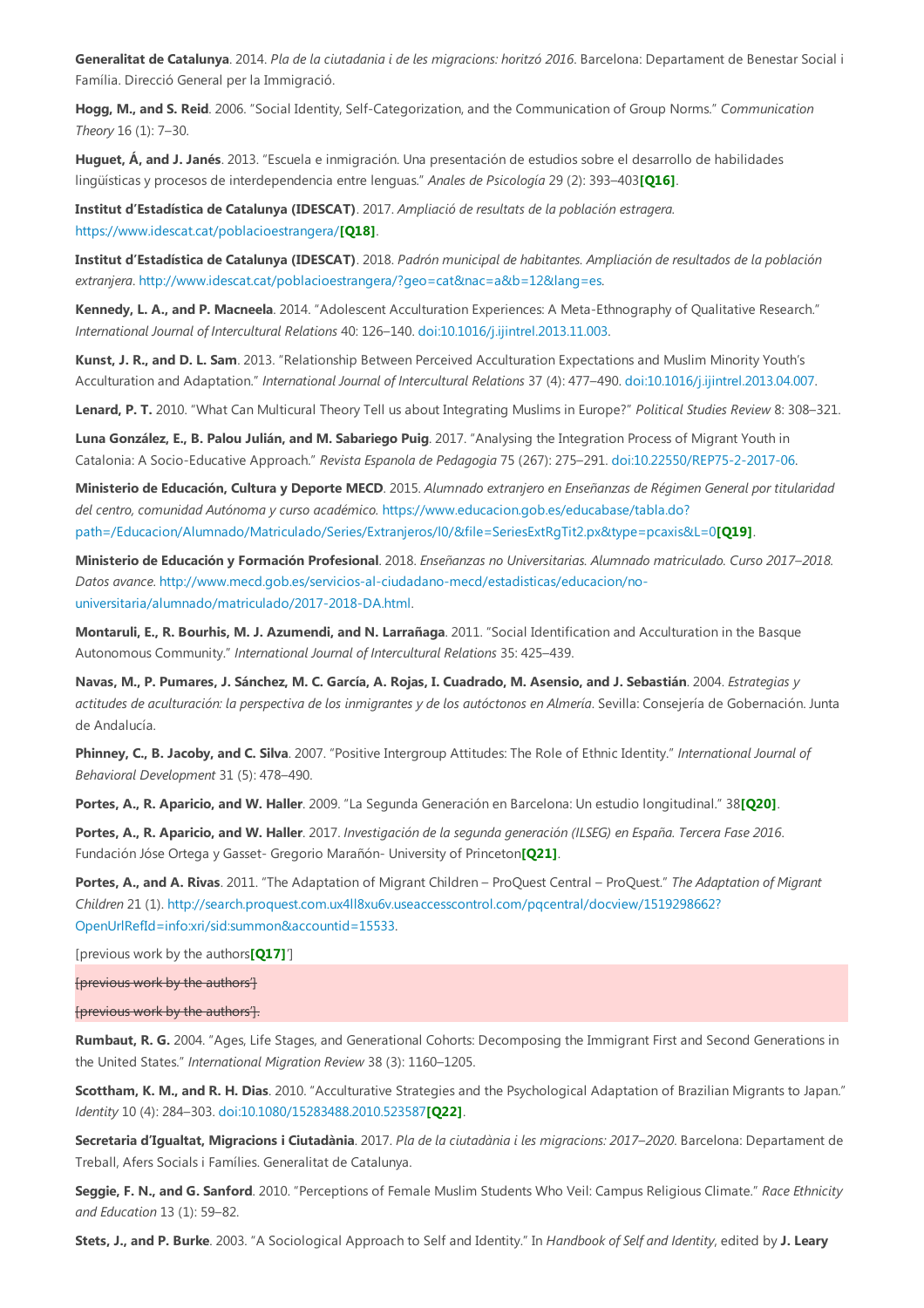**Generalitat de Catalunya**. 2014. *Pla de la ciutadania i de les migracions: horitzó 2016*. Barcelona: Departament de Benestar Social i Família. Direcció General per la Immigració.

**Hogg, M., and S. Reid**. 2006. "Social Identity, Self-Categorization, and the Communication of Group Norms." *Communication Theory* 16 (1): 7–30.

**Huguet, Á., and J. Janés**. 2013. "Escuela e inmigración. Una presentación de estudios sobre el desarrollo de habilidades lingüísticas y procesos de interdependencia entre lenguas." *Anales de Psicología* 29 (2): 393–403**[Q16]**.

**Institut d'Estadística de Catalunya (IDESCAT)**. 2017. *Ampliació de resultats de la població estragera.* https://www.idescat.cat/poblacioestrangera/**[Q18]**.

**Institut d'Estadística de Catalunya (IDESCAT)**. 2018. *Padrón municipal de habitantes. Ampliación de resultados de la población extranjera*. http://www.idescat.cat/poblacioestrangera/?geo=cat&nac=a&b=12&lang=es.

**Kennedy, L. A., and P. Macneela**. 2014. "Adolescent Acculturation Experiences: A Meta-Ethnography of Qualitative Research." *International Journal of Intercultural Relations* 40: 126–140. doi:10.1016/j.ijintrel.2013.11.003.

**Kunst, J. R., and D. L. Sam**. 2013. "Relationship Between Perceived Acculturation Expectations and Muslim Minority Youth's Acculturation and Adaptation." *International Journal of Intercultural Relations* 37 (4): 477–490. doi:10.1016/j.ijintrel.2013.04.007.

**Lenard, P. T.** 2010. "What Can Multicural Theory Tell us about Integrating Muslims in Europe?" *Political Studies Review* 8: 308–321.

**Luna González, E., B. Palou Julián, and M. Sabariego Puig**. 2017. "Analysing the Integration Process of Migrant Youth in Catalonia: A Socio-Educative Approach." *Revista Espanola de Pedagogia* 75 (267): 275–291. doi:10.22550/REP75-2-2017-06.

**Ministerio de Educación, Cultura y Deporte MECD**. 2015. *Alumnado extranjero en Enseñanzas de Régimen General por titularidad del centro, comunidad Autónoma y curso académico*. https://www.educacion.gob.es/educabase/tabla.do?path=/Educacion/Alumnado/Matriculado/Series/Extranjeros/l0/&file=SeriesExtRgTit2.px&type=pcaxis&L=0**[Q19]**.

**Ministerio de Educación y Formación Profesional**. 2018. *Enseñanzas no Universitarias. Alumnado matriculado. Curso 2017–2018. Datos avance*. http://www.mecd.gob.es/servicios-al-ciudadano-mecd/estadisticas/educacion/no-universitaria/alumnado/matriculado/2017-2018-DA.html.

**Montaruli, E., R. Bourhis, M. J. Azumendi, and N. Larrañaga**. 2011. "Social Identification and Acculturation in the Basque Autonomous Community." *International Journal of Intercultural Relations* 35: 425–439.

**Navas, M., P. Pumares, J. Sánchez, M. C. García, A. Rojas, I. Cuadrado, M. Asensio, and J. Sebastián**. 2004. *Estrategias y actitudes de aculturación: la perspectiva de los inmigrantes y de los autóctonos en Almería*. Sevilla: Consejería de Gobernación. Junta de Andalucía.

**Phinney, C., B. Jacoby, and C. Silva**. 2007. "Positive Intergroup Attitudes: The Role of Ethnic Identity." *International Journal of Behavioral Development* 31 (5): 478–490.

**Portes, A., R. Aparicio, and W. Haller**. 2009. "La Segunda Generación en Barcelona: Un estudio longitudinal." 38**[Q20]**.

**Portes, A., R. Aparicio, and W. Haller**. 2017. *Investigación de la segunda generación (ILSEG) en España. Tercera Fase 2016*. Fundación Jóse Ortega y Gasset- Gregorio Marañón- University of Princeton**[Q21]**.

**Portes, A., and A. Rivas**. 2011. "The Adaptation of Migrant Children – ProQuest Central – ProQuest." *The Adaptation of Migrant Children* 21 (1). http://search.proquest.com.ux4ll8xu6v.useaccesscontrol.com/pqcentral/docview/1519298662?OpenUrlRefId=info:xri/sid:summon&accountid=15533.

[previous work by the authors**[Q17]**']

~~[previous work by the authors']~~

~~[previous work by the authors'].~~

**Rumbaut, R. G.** 2004. "Ages, Life Stages, and Generational Cohorts: Decomposing the Immigrant First and Second Generations in the United States." *International Migration Review* 38 (3): 1160–1205.

**Scottham, K. M., and R. H. Dias**. 2010. "Acculturative Strategies and the Psychological Adaptation of Brazilian Migrants to Japan." *Identity* 10 (4): 284–303. doi:10.1080/15283488.2010.523587**[Q22]**.

**Secretaria d'Igualtat, Migracions i Ciutadània**. 2017. *Pla de la ciutadània i les migracions: 2017–2020*. Barcelona: Departament de Treball, Afers Socials i Famílies. Generalitat de Catalunya.

**Seggie, F. N., and G. Sanford**. 2010. "Perceptions of Female Muslim Students Who Veil: Campus Religious Climate." *Race Ethnicity and Education* 13 (1): 59–82.

**Stets, J., and P. Burke**. 2003. "A Sociological Approach to Self and Identity." In *Handbook of Self and Identity*, edited by **J. Leary**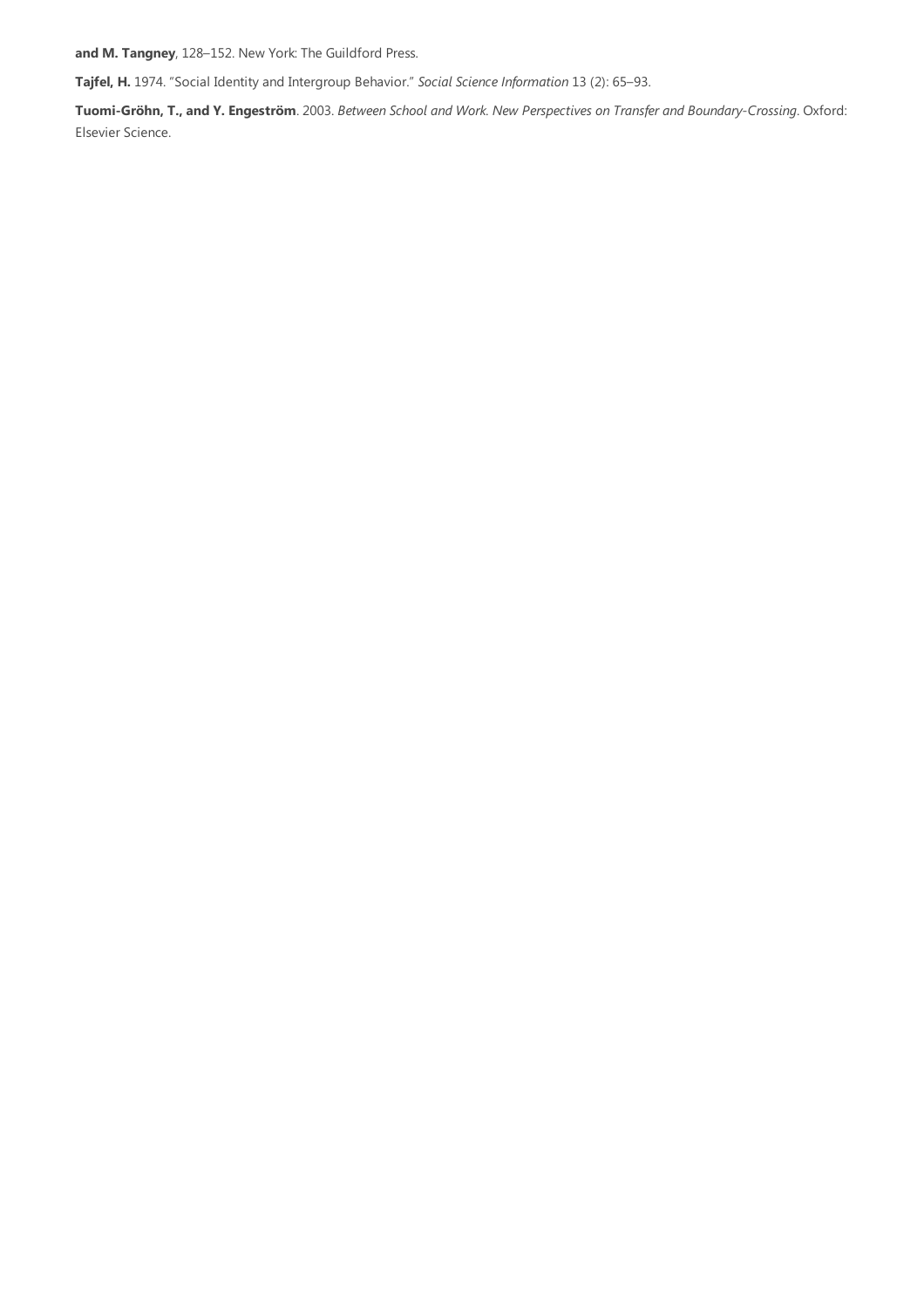**and M. Tangney**, 128–152. New York: The Guildford Press.

**Tajfel, H.** 1974. "Social Identity and Intergroup Behavior." *Social Science Information* 13 (2): 65–93.

**Tuomi-Gröhn, T., and Y. Engeström**. 2003. *Between School and Work. New Perspectives on Transfer and Boundary-Crossing*. Oxford: Elsevier Science.